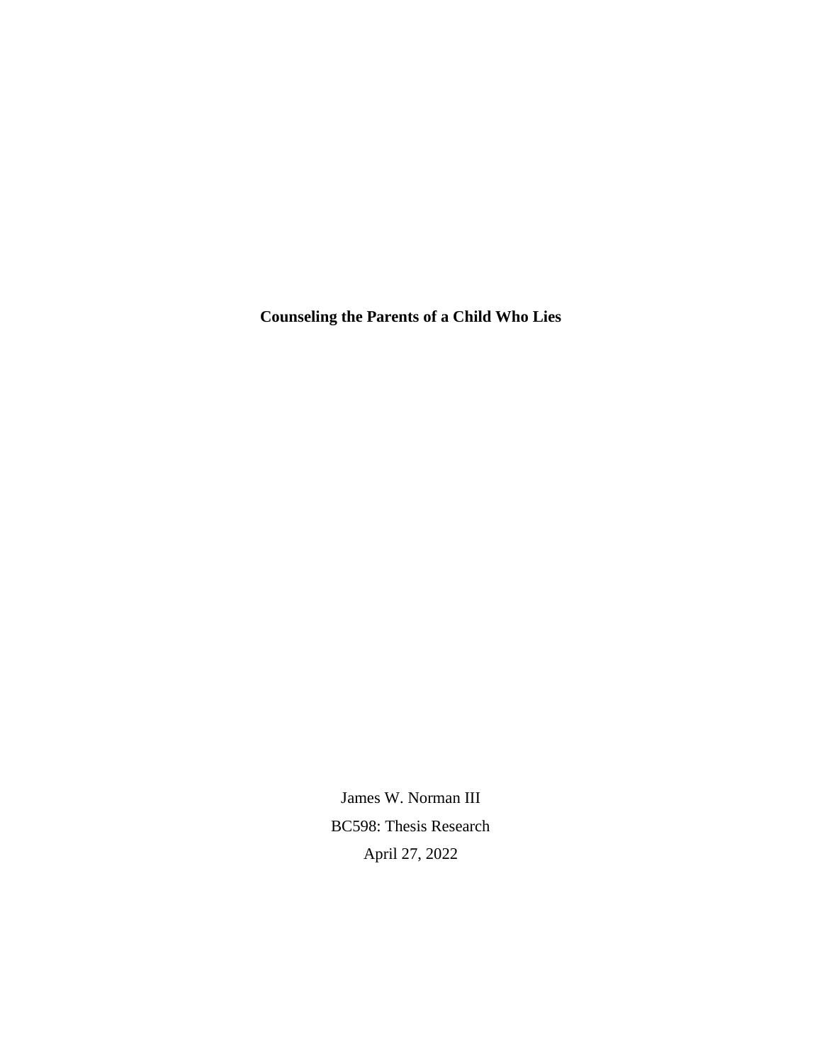# Counseling the Parents of a Child Who Lies

James W. Norman III

BC598: Thesis Research

April 27, 2022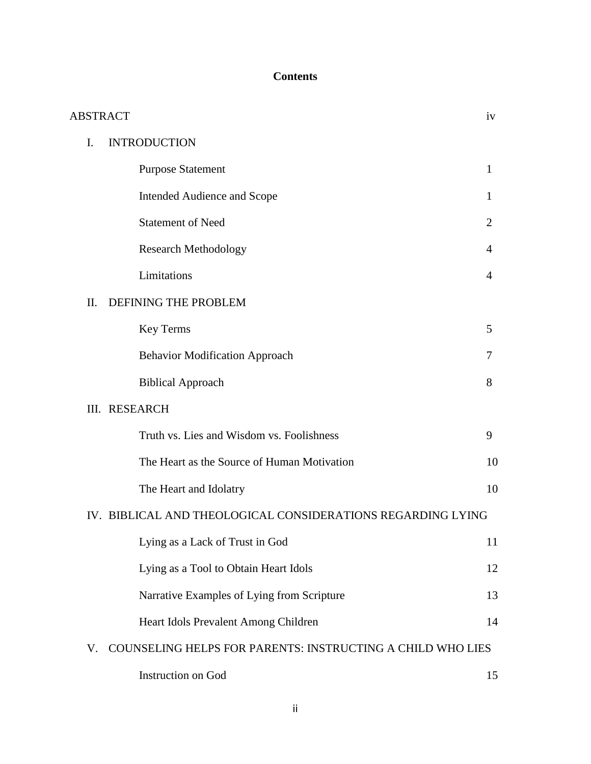# Contents

ABSTRACT iv

I. INTRODUCTION

- Purpose Statement 1
- Intended Audience and Scope 1
- Statement of Need 2
- Research Methodology 4
- Limitations 4

II. DEFINING THE PROBLEM

- Key Terms 5
- Behavior Modification Approach 7
- Biblical Approach 8

III. RESEARCH

- Truth vs. Lies and Wisdom vs. Foolishness 9
- The Heart as the Source of Human Motivation 10
- The Heart and Idolatry 10

IV. BIBLICAL AND THEOLOGICAL CONSIDERATIONS REGARDING LYING

- Lying as a Lack of Trust in God 11
- Lying as a Tool to Obtain Heart Idols 12
- Narrative Examples of Lying from Scripture 13
- Heart Idols Prevalent Among Children 14

V. COUNSELING HELPS FOR PARENTS: INSTRUCTING A CHILD WHO LIES

- Instruction on God 15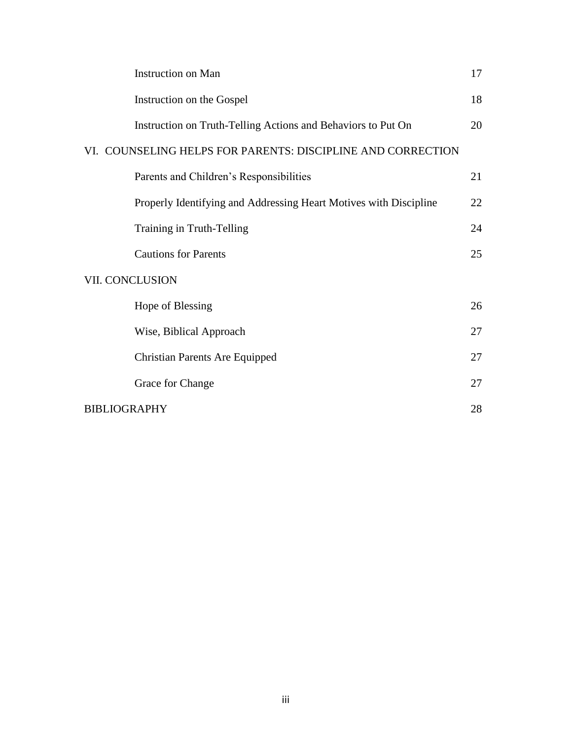| | |
|---|---|
| Instruction on Man | 17 |
| Instruction on the Gospel | 18 |
| Instruction on Truth-Telling Actions and Behaviors to Put On | 20 |
| VI. COUNSELING HELPS FOR PARENTS: DISCIPLINE AND CORRECTION | |
| Parents and Children's Responsibilities | 21 |
| Properly Identifying and Addressing Heart Motives with Discipline | 22 |
| Training in Truth-Telling | 24 |
| Cautions for Parents | 25 |
| VII. CONCLUSION | |
| Hope of Blessing | 26 |
| Wise, Biblical Approach | 27 |
| Christian Parents Are Equipped | 27 |
| Grace for Change | 27 |
| BIBLIOGRAPHY | 28 |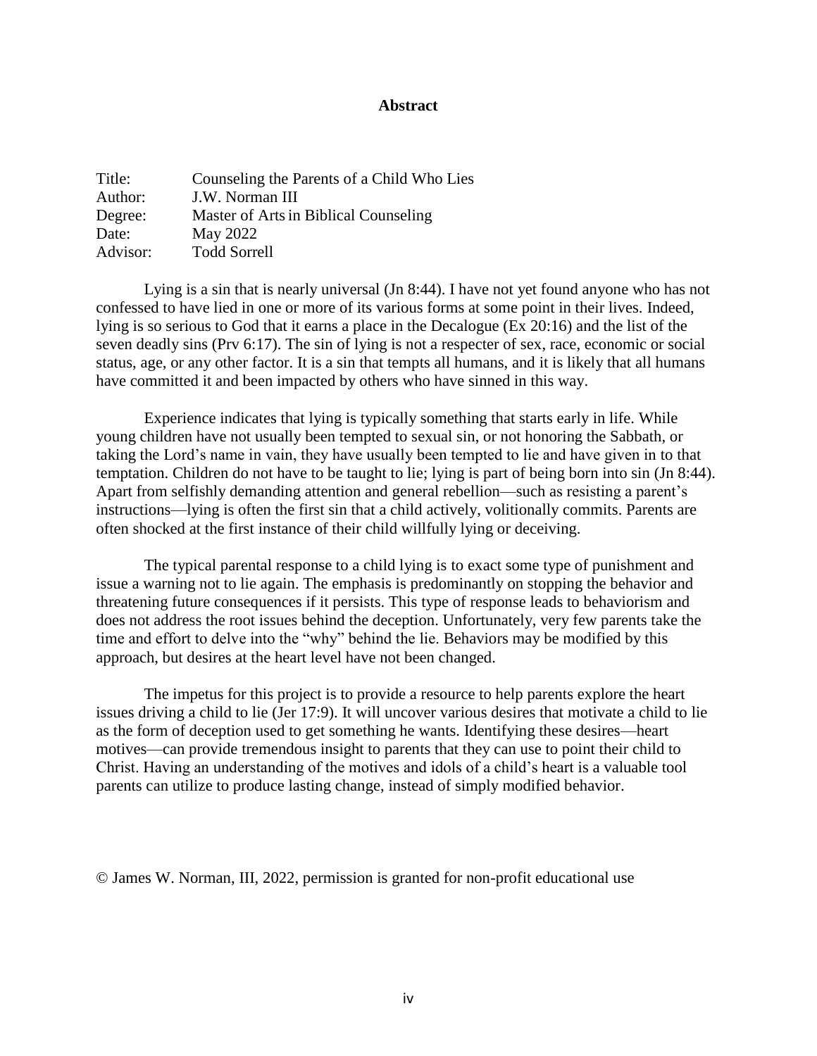## Abstract

| | |
|---|---|
| Title: | Counseling the Parents of a Child Who Lies |
| Author: | J.W. Norman III |
| Degree: | Master of Arts in Biblical Counseling |
| Date: | May 2022 |
| Advisor: | Todd Sorrell |

Lying is a sin that is nearly universal (Jn 8:44). I have not yet found anyone who has not confessed to have lied in one or more of its various forms at some point in their lives. Indeed, lying is so serious to God that it earns a place in the Decalogue (Ex 20:16) and the list of the seven deadly sins (Prv 6:17). The sin of lying is not a respecter of sex, race, economic or social status, age, or any other factor. It is a sin that tempts all humans, and it is likely that all humans have committed it and been impacted by others who have sinned in this way.

Experience indicates that lying is typically something that starts early in life. While young children have not usually been tempted to sexual sin, or not honoring the Sabbath, or taking the Lord's name in vain, they have usually been tempted to lie and have given in to that temptation. Children do not have to be taught to lie; lying is part of being born into sin (Jn 8:44). Apart from selfishly demanding attention and general rebellion—such as resisting a parent's instructions—lying is often the first sin that a child actively, volitionally commits. Parents are often shocked at the first instance of their child willfully lying or deceiving.

The typical parental response to a child lying is to exact some type of punishment and issue a warning not to lie again. The emphasis is predominantly on stopping the behavior and threatening future consequences if it persists. This type of response leads to behaviorism and does not address the root issues behind the deception. Unfortunately, very few parents take the time and effort to delve into the "why" behind the lie. Behaviors may be modified by this approach, but desires at the heart level have not been changed.

The impetus for this project is to provide a resource to help parents explore the heart issues driving a child to lie (Jer 17:9). It will uncover various desires that motivate a child to lie as the form of deception used to get something he wants. Identifying these desires—heart motives—can provide tremendous insight to parents that they can use to point their child to Christ. Having an understanding of the motives and idols of a child's heart is a valuable tool parents can utilize to produce lasting change, instead of simply modified behavior.

© James W. Norman, III, 2022, permission is granted for non-profit educational use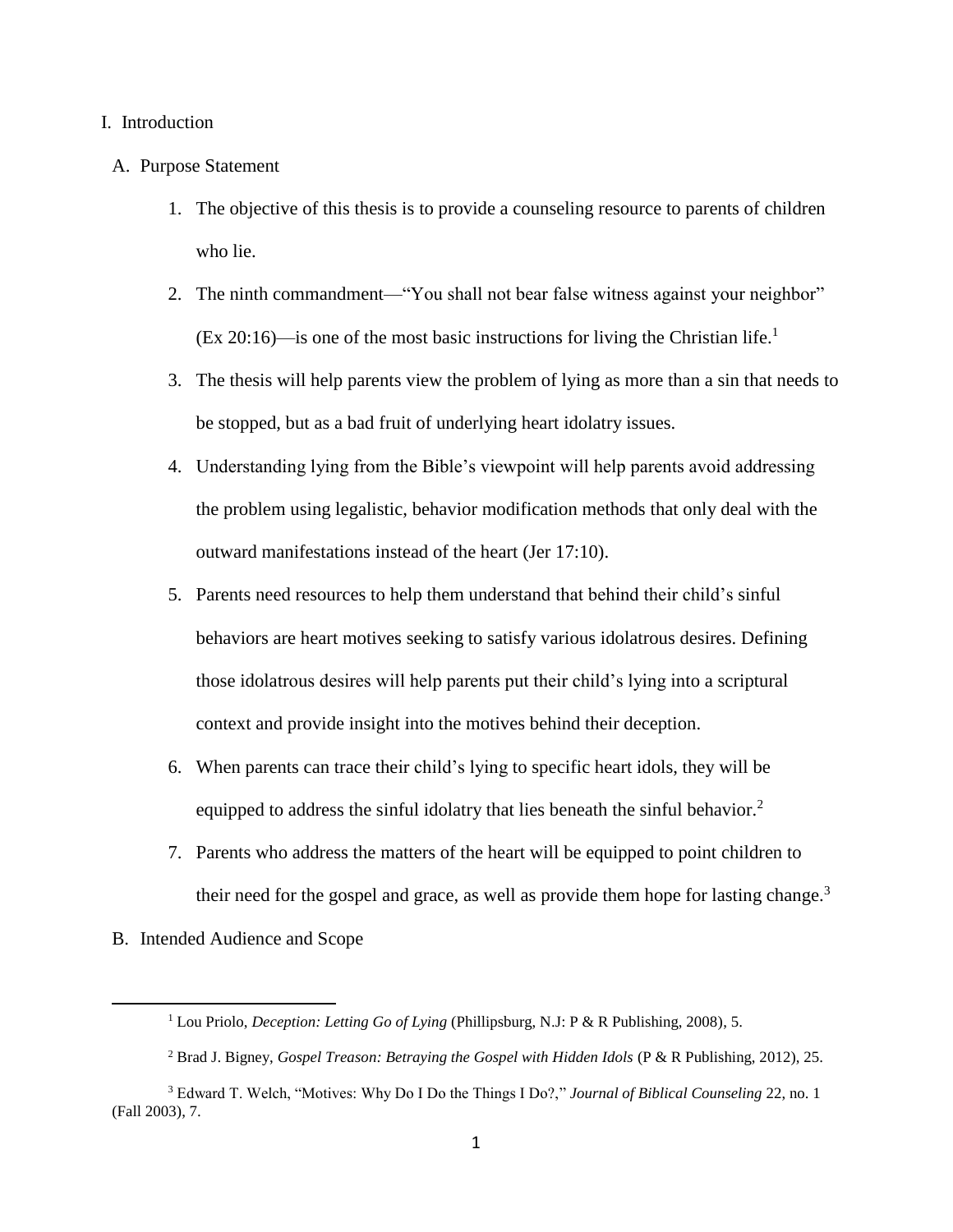I. Introduction

A. Purpose Statement

1. The objective of this thesis is to provide a counseling resource to parents of children who lie.
2. The ninth commandment—"You shall not bear false witness against your neighbor" (Ex 20:16)—is one of the most basic instructions for living the Christian life.[1]
3. The thesis will help parents view the problem of lying as more than a sin that needs to be stopped, but as a bad fruit of underlying heart idolatry issues.
4. Understanding lying from the Bible's viewpoint will help parents avoid addressing the problem using legalistic, behavior modification methods that only deal with the outward manifestations instead of the heart (Jer 17:10).
5. Parents need resources to help them understand that behind their child's sinful behaviors are heart motives seeking to satisfy various idolatrous desires. Defining those idolatrous desires will help parents put their child's lying into a scriptural context and provide insight into the motives behind their deception.
6. When parents can trace their child's lying to specific heart idols, they will be equipped to address the sinful idolatry that lies beneath the sinful behavior.[2]
7. Parents who address the matters of the heart will be equipped to point children to their need for the gospel and grace, as well as provide them hope for lasting change.[3]

B. Intended Audience and Scope

---

[1] Lou Priolo, *Deception: Letting Go of Lying* (Phillipsburg, N.J: P & R Publishing, 2008), 5.

[2] Brad J. Bigney, *Gospel Treason: Betraying the Gospel with Hidden Idols* (P & R Publishing, 2012), 25.

[3] Edward T. Welch, "Motives: Why Do I Do the Things I Do?," *Journal of Biblical Counseling* 22, no. 1 (Fall 2003), 7.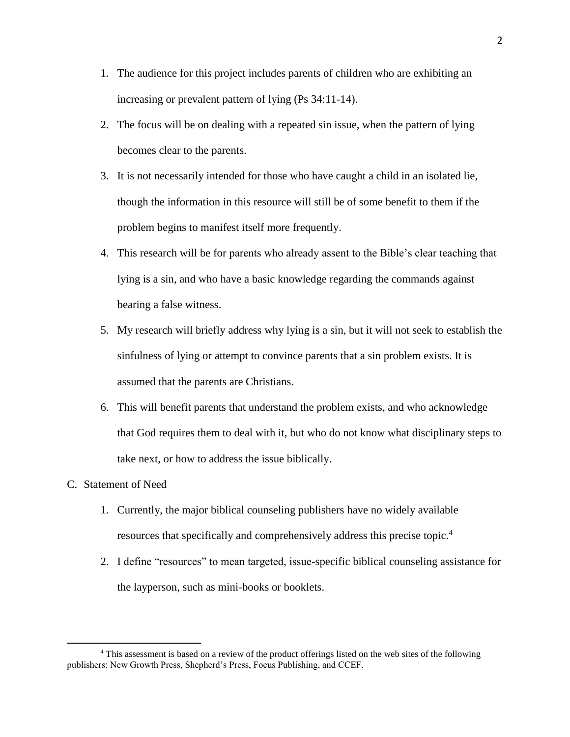1. The audience for this project includes parents of children who are exhibiting an increasing or prevalent pattern of lying (Ps 34:11-14).
2. The focus will be on dealing with a repeated sin issue, when the pattern of lying becomes clear to the parents.
3. It is not necessarily intended for those who have caught a child in an isolated lie, though the information in this resource will still be of some benefit to them if the problem begins to manifest itself more frequently.
4. This research will be for parents who already assent to the Bible's clear teaching that lying is a sin, and who have a basic knowledge regarding the commands against bearing a false witness.
5. My research will briefly address why lying is a sin, but it will not seek to establish the sinfulness of lying or attempt to convince parents that a sin problem exists. It is assumed that the parents are Christians.
6. This will benefit parents that understand the problem exists, and who acknowledge that God requires them to deal with it, but who do not know what disciplinary steps to take next, or how to address the issue biblically.

C. Statement of Need

1. Currently, the major biblical counseling publishers have no widely available resources that specifically and comprehensively address this precise topic.[4]
2. I define "resources" to mean targeted, issue-specific biblical counseling assistance for the layperson, such as mini-books or booklets.

[4] This assessment is based on a review of the product offerings listed on the web sites of the following publishers: New Growth Press, Shepherd's Press, Focus Publishing, and CCEF.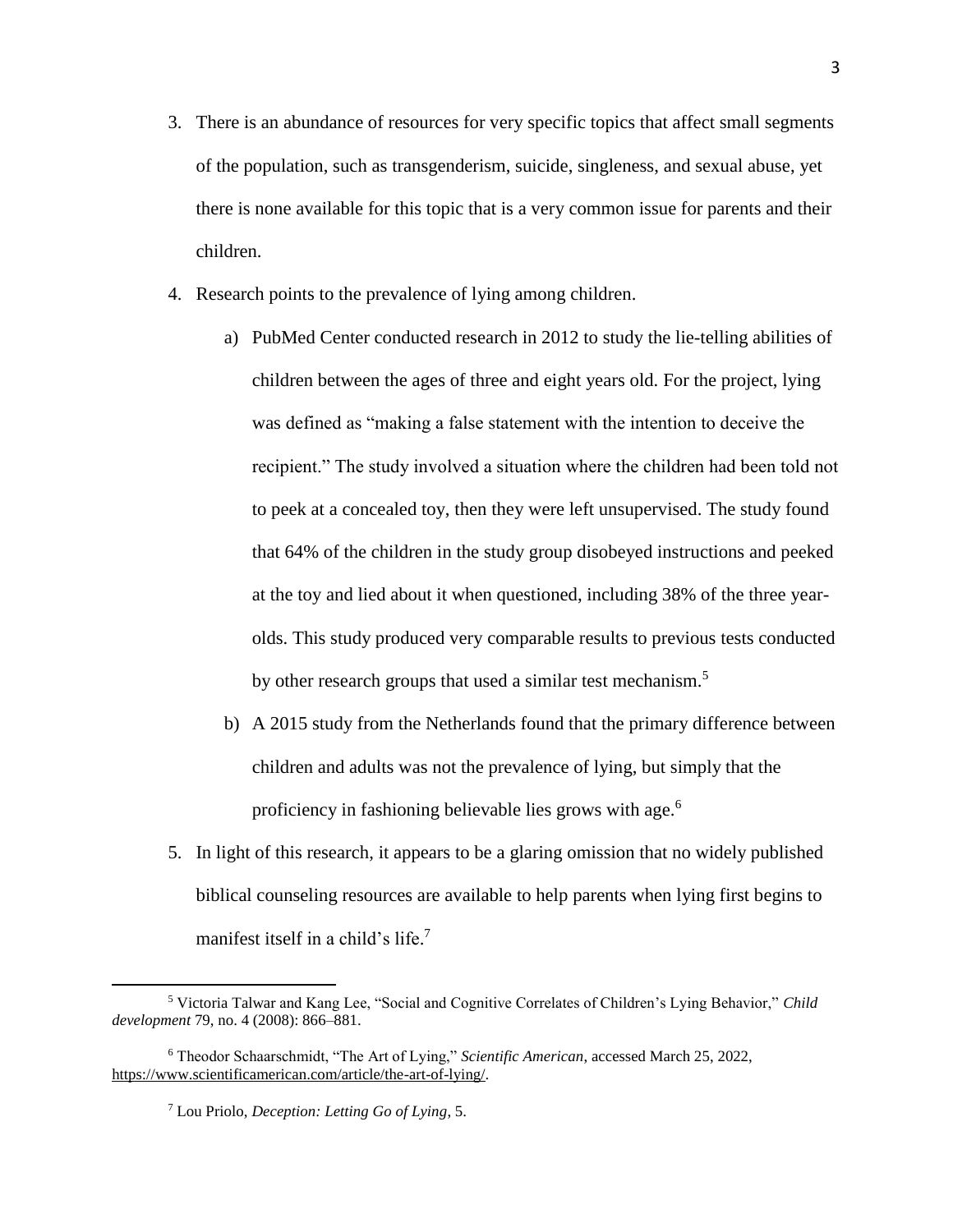3. There is an abundance of resources for very specific topics that affect small segments of the population, such as transgenderism, suicide, singleness, and sexual abuse, yet there is none available for this topic that is a very common issue for parents and their children.

4. Research points to the prevalence of lying among children.

   a) PubMed Center conducted research in 2012 to study the lie-telling abilities of children between the ages of three and eight years old. For the project, lying was defined as "making a false statement with the intention to deceive the recipient." The study involved a situation where the children had been told not to peek at a concealed toy, then they were left unsupervised. The study found that 64% of the children in the study group disobeyed instructions and peeked at the toy and lied about it when questioned, including 38% of the three year-olds. This study produced very comparable results to previous tests conducted by other research groups that used a similar test mechanism.[5]

   b) A 2015 study from the Netherlands found that the primary difference between children and adults was not the prevalence of lying, but simply that the proficiency in fashioning believable lies grows with age.[6]

5. In light of this research, it appears to be a glaring omission that no widely published biblical counseling resources are available to help parents when lying first begins to manifest itself in a child's life.[7]

---

[5] Victoria Talwar and Kang Lee, "Social and Cognitive Correlates of Children's Lying Behavior," *Child development* 79, no. 4 (2008): 866–881.

[6] Theodor Schaarschmidt, "The Art of Lying," *Scientific American*, accessed March 25, 2022, https://www.scientificamerican.com/article/the-art-of-lying/.

[7] Lou Priolo, *Deception: Letting Go of Lying*, 5.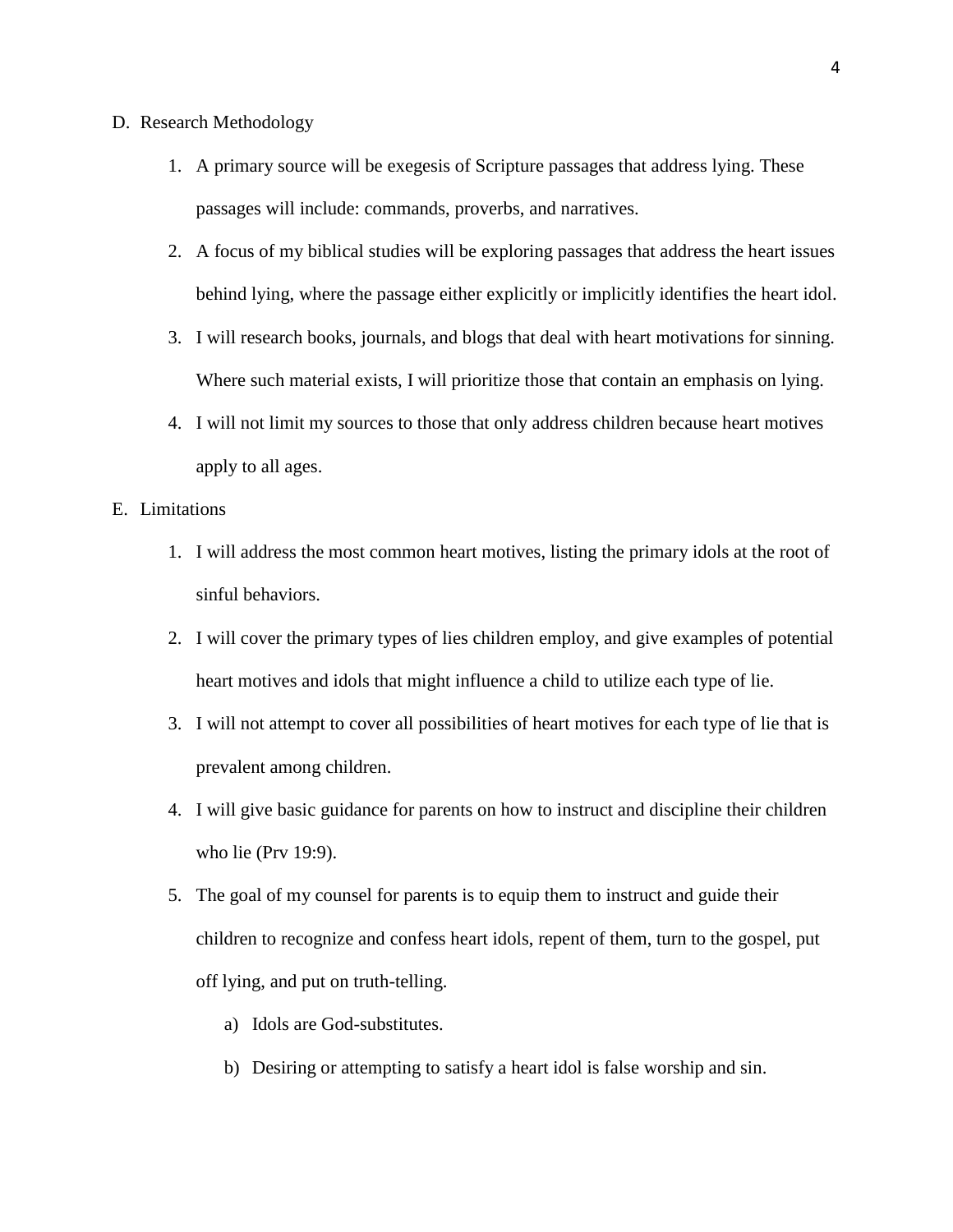D. Research Methodology

1. A primary source will be exegesis of Scripture passages that address lying. These passages will include: commands, proverbs, and narratives.
2. A focus of my biblical studies will be exploring passages that address the heart issues behind lying, where the passage either explicitly or implicitly identifies the heart idol.
3. I will research books, journals, and blogs that deal with heart motivations for sinning. Where such material exists, I will prioritize those that contain an emphasis on lying.
4. I will not limit my sources to those that only address children because heart motives apply to all ages.

E. Limitations

1. I will address the most common heart motives, listing the primary idols at the root of sinful behaviors.
2. I will cover the primary types of lies children employ, and give examples of potential heart motives and idols that might influence a child to utilize each type of lie.
3. I will not attempt to cover all possibilities of heart motives for each type of lie that is prevalent among children.
4. I will give basic guidance for parents on how to instruct and discipline their children who lie (Prv 19:9).
5. The goal of my counsel for parents is to equip them to instruct and guide their children to recognize and confess heart idols, repent of them, turn to the gospel, put off lying, and put on truth-telling.
    a) Idols are God-substitutes.
    b) Desiring or attempting to satisfy a heart idol is false worship and sin.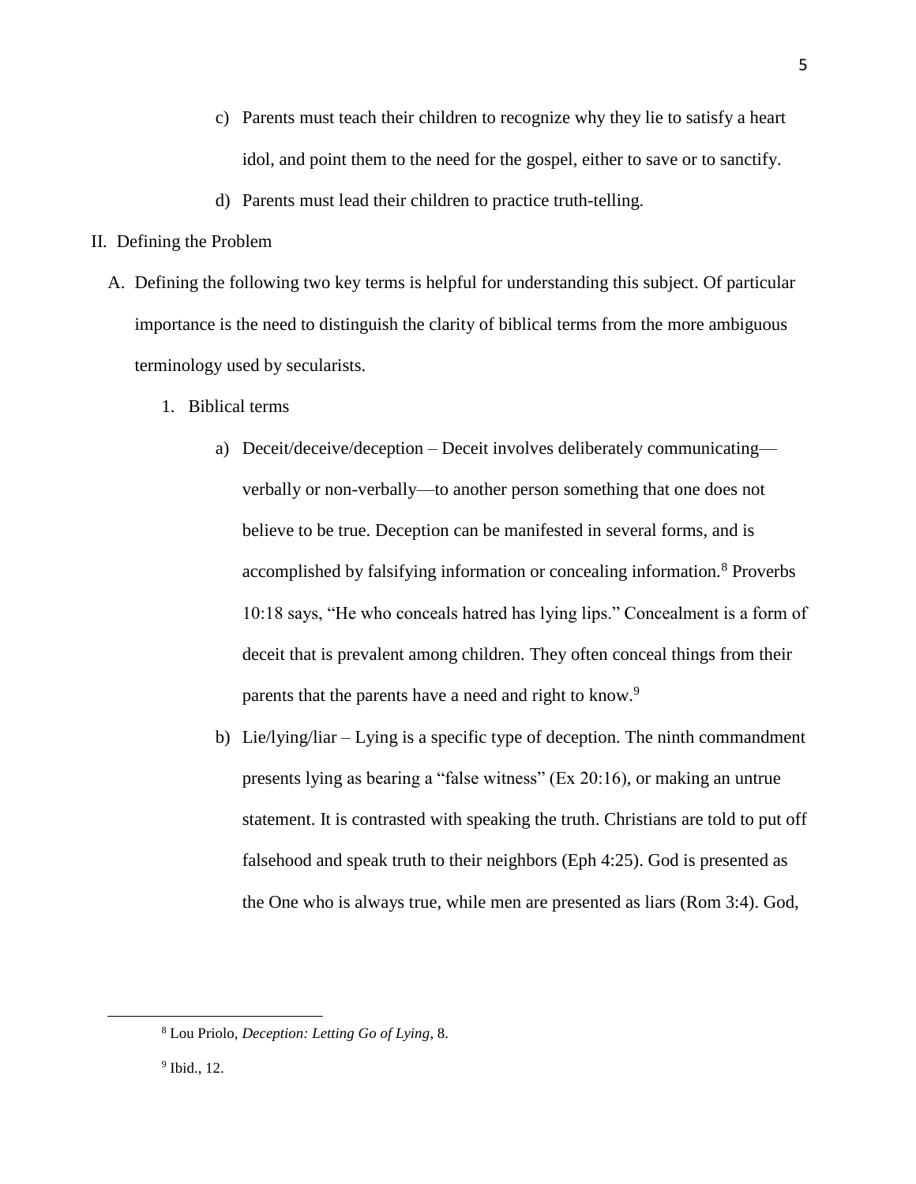c) Parents must teach their children to recognize why they lie to satisfy a heart idol, and point them to the need for the gospel, either to save or to sanctify.

d) Parents must lead their children to practice truth-telling.

II. Defining the Problem

A. Defining the following two key terms is helpful for understanding this subject. Of particular importance is the need to distinguish the clarity of biblical terms from the more ambiguous terminology used by secularists.

1. Biblical terms

a) Deceit/deceive/deception – Deceit involves deliberately communicating—verbally or non-verbally—to another person something that one does not believe to be true. Deception can be manifested in several forms, and is accomplished by falsifying information or concealing information.[8] Proverbs 10:18 says, "He who conceals hatred has lying lips." Concealment is a form of deceit that is prevalent among children. They often conceal things from their parents that the parents have a need and right to know.[9]

b) Lie/lying/liar – Lying is a specific type of deception. The ninth commandment presents lying as bearing a "false witness" (Ex 20:16), or making an untrue statement. It is contrasted with speaking the truth. Christians are told to put off falsehood and speak truth to their neighbors (Eph 4:25). God is presented as the One who is always true, while men are presented as liars (Rom 3:4). God,

---

[8] Lou Priolo, *Deception: Letting Go of Lying*, 8.

[9] Ibid., 12.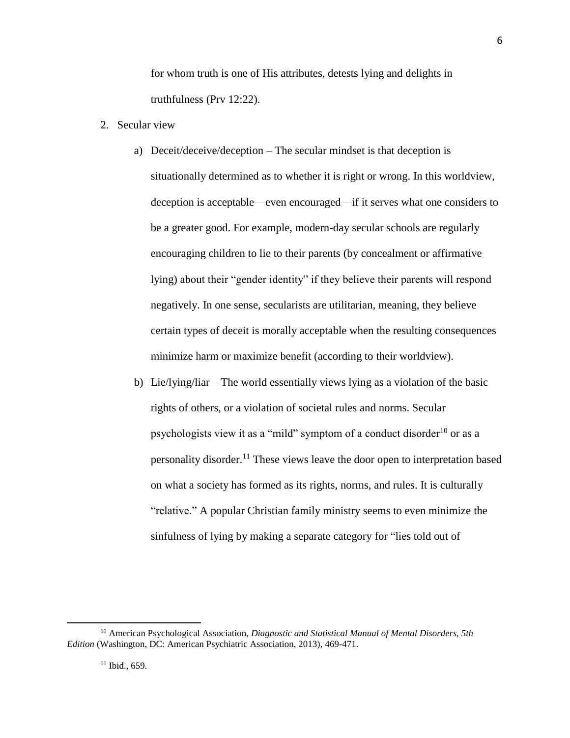for whom truth is one of His attributes, detests lying and delights in truthfulness (Prv 12:22).

2. Secular view

   a) Deceit/deceive/deception – The secular mindset is that deception is situationally determined as to whether it is right or wrong. In this worldview, deception is acceptable—even encouraged—if it serves what one considers to be a greater good. For example, modern-day secular schools are regularly encouraging children to lie to their parents (by concealment or affirmative lying) about their "gender identity" if they believe their parents will respond negatively. In one sense, secularists are utilitarian, meaning, they believe certain types of deceit is morally acceptable when the resulting consequences minimize harm or maximize benefit (according to their worldview).

   b) Lie/lying/liar – The world essentially views lying as a violation of the basic rights of others, or a violation of societal rules and norms. Secular psychologists view it as a "mild" symptom of a conduct disorder[10] or as a personality disorder.[11] These views leave the door open to interpretation based on what a society has formed as its rights, norms, and rules. It is culturally "relative." A popular Christian family ministry seems to even minimize the sinfulness of lying by making a separate category for "lies told out of

---

[10] American Psychological Association, *Diagnostic and Statistical Manual of Mental Disorders, 5th Edition* (Washington, DC: American Psychiatric Association, 2013), 469-471.

[11] Ibid., 659.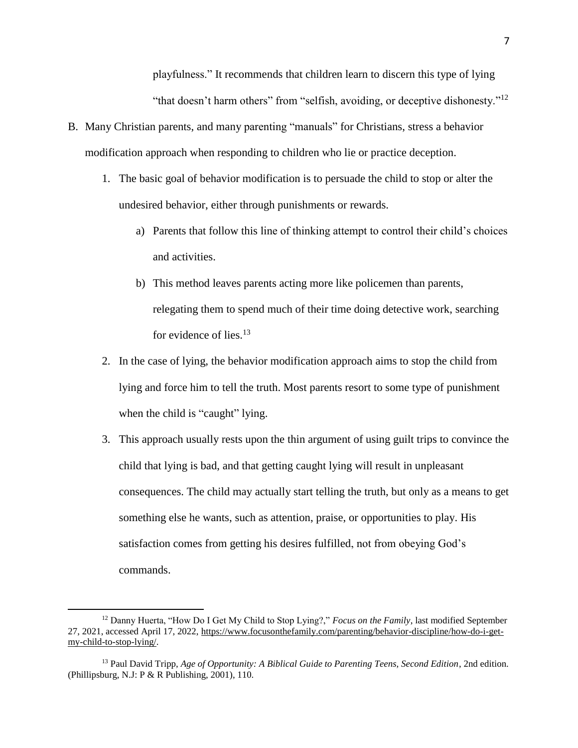playfulness." It recommends that children learn to discern this type of lying "that doesn't harm others" from "selfish, avoiding, or deceptive dishonesty."[12]

B. Many Christian parents, and many parenting "manuals" for Christians, stress a behavior modification approach when responding to children who lie or practice deception.

   1. The basic goal of behavior modification is to persuade the child to stop or alter the undesired behavior, either through punishments or rewards.

      a) Parents that follow this line of thinking attempt to control their child's choices and activities.

      b) This method leaves parents acting more like policemen than parents, relegating them to spend much of their time doing detective work, searching for evidence of lies.[13]

   2. In the case of lying, the behavior modification approach aims to stop the child from lying and force him to tell the truth. Most parents resort to some type of punishment when the child is "caught" lying.

   3. This approach usually rests upon the thin argument of using guilt trips to convince the child that lying is bad, and that getting caught lying will result in unpleasant consequences. The child may actually start telling the truth, but only as a means to get something else he wants, such as attention, praise, or opportunities to play. His satisfaction comes from getting his desires fulfilled, not from obeying God's commands.

---

[12] Danny Huerta, "How Do I Get My Child to Stop Lying?," *Focus on the Family*, last modified September 27, 2021, accessed April 17, 2022, https://www.focusonthefamily.com/parenting/behavior-discipline/how-do-i-get-my-child-to-stop-lying/.

[13] Paul David Tripp, *Age of Opportunity: A Biblical Guide to Parenting Teens, Second Edition*, 2nd edition. (Phillipsburg, N.J: P & R Publishing, 2001), 110.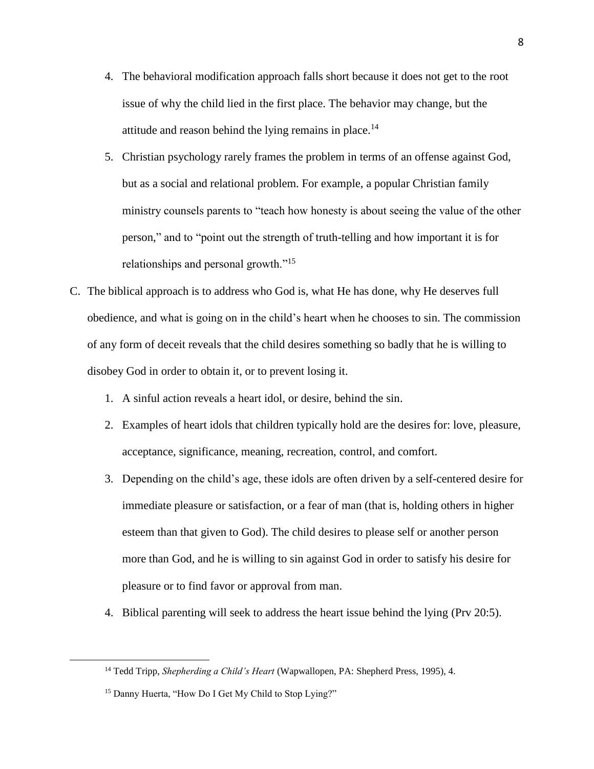4. The behavioral modification approach falls short because it does not get to the root issue of why the child lied in the first place. The behavior may change, but the attitude and reason behind the lying remains in place.[14]
5. Christian psychology rarely frames the problem in terms of an offense against God, but as a social and relational problem. For example, a popular Christian family ministry counsels parents to "teach how honesty is about seeing the value of the other person," and to "point out the strength of truth-telling and how important it is for relationships and personal growth."[15]

C. The biblical approach is to address who God is, what He has done, why He deserves full obedience, and what is going on in the child's heart when he chooses to sin. The commission of any form of deceit reveals that the child desires something so badly that he is willing to disobey God in order to obtain it, or to prevent losing it.

1. A sinful action reveals a heart idol, or desire, behind the sin.
2. Examples of heart idols that children typically hold are the desires for: love, pleasure, acceptance, significance, meaning, recreation, control, and comfort.
3. Depending on the child's age, these idols are often driven by a self-centered desire for immediate pleasure or satisfaction, or a fear of man (that is, holding others in higher esteem than that given to God). The child desires to please self or another person more than God, and he is willing to sin against God in order to satisfy his desire for pleasure or to find favor or approval from man.
4. Biblical parenting will seek to address the heart issue behind the lying (Prv 20:5).

---

[14] Tedd Tripp, *Shepherding a Child's Heart* (Wapwallopen, PA: Shepherd Press, 1995), 4.

[15] Danny Huerta, "How Do I Get My Child to Stop Lying?"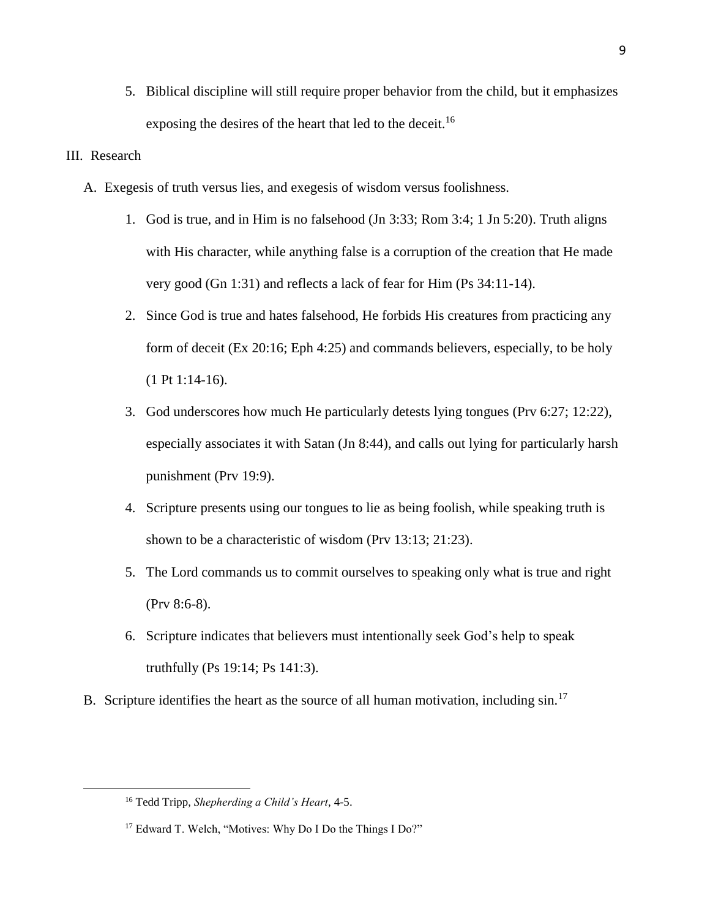5. Biblical discipline will still require proper behavior from the child, but it emphasizes exposing the desires of the heart that led to the deceit.[16]

III. Research

A. Exegesis of truth versus lies, and exegesis of wisdom versus foolishness.

1. God is true, and in Him is no falsehood (Jn 3:33; Rom 3:4; 1 Jn 5:20). Truth aligns with His character, while anything false is a corruption of the creation that He made very good (Gn 1:31) and reflects a lack of fear for Him (Ps 34:11-14).

2. Since God is true and hates falsehood, He forbids His creatures from practicing any form of deceit (Ex 20:16; Eph 4:25) and commands believers, especially, to be holy (1 Pt 1:14-16).

3. God underscores how much He particularly detests lying tongues (Prv 6:27; 12:22), especially associates it with Satan (Jn 8:44), and calls out lying for particularly harsh punishment (Prv 19:9).

4. Scripture presents using our tongues to lie as being foolish, while speaking truth is shown to be a characteristic of wisdom (Prv 13:13; 21:23).

5. The Lord commands us to commit ourselves to speaking only what is true and right (Prv 8:6-8).

6. Scripture indicates that believers must intentionally seek God's help to speak truthfully (Ps 19:14; Ps 141:3).

B. Scripture identifies the heart as the source of all human motivation, including sin.[17]

---

[16] Tedd Tripp, *Shepherding a Child's Heart*, 4-5.

[17] Edward T. Welch, "Motives: Why Do I Do the Things I Do?"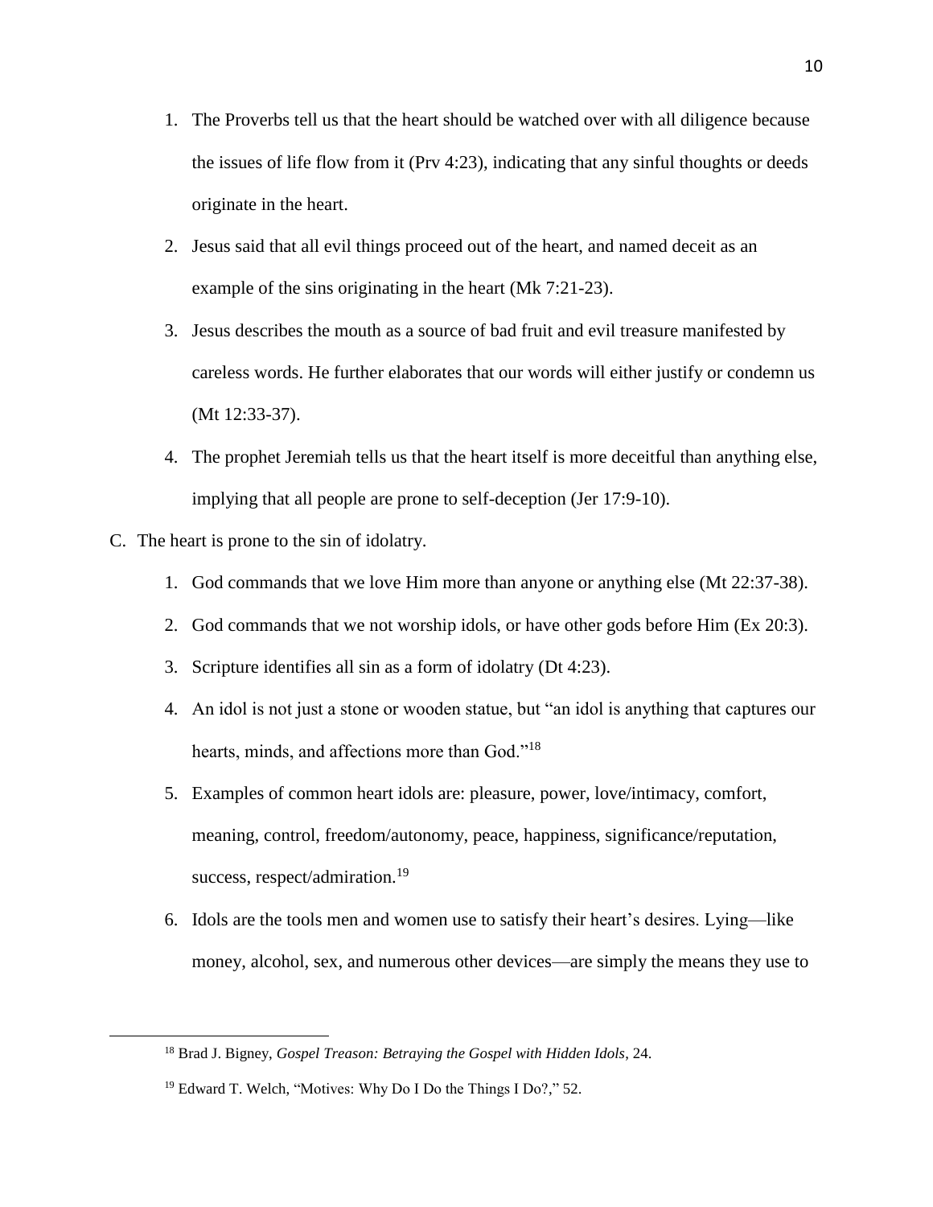1. The Proverbs tell us that the heart should be watched over with all diligence because the issues of life flow from it (Prv 4:23), indicating that any sinful thoughts or deeds originate in the heart.
2. Jesus said that all evil things proceed out of the heart, and named deceit as an example of the sins originating in the heart (Mk 7:21-23).
3. Jesus describes the mouth as a source of bad fruit and evil treasure manifested by careless words. He further elaborates that our words will either justify or condemn us (Mt 12:33-37).
4. The prophet Jeremiah tells us that the heart itself is more deceitful than anything else, implying that all people are prone to self-deception (Jer 17:9-10).

C. The heart is prone to the sin of idolatry.

1. God commands that we love Him more than anyone or anything else (Mt 22:37-38).
2. God commands that we not worship idols, or have other gods before Him (Ex 20:3).
3. Scripture identifies all sin as a form of idolatry (Dt 4:23).
4. An idol is not just a stone or wooden statue, but "an idol is anything that captures our hearts, minds, and affections more than God."[18]
5. Examples of common heart idols are: pleasure, power, love/intimacy, comfort, meaning, control, freedom/autonomy, peace, happiness, significance/reputation, success, respect/admiration.[19]
6. Idols are the tools men and women use to satisfy their heart's desires. Lying—like money, alcohol, sex, and numerous other devices—are simply the means they use to

---

[18] Brad J. Bigney, *Gospel Treason: Betraying the Gospel with Hidden Idols*, 24.

[19] Edward T. Welch, "Motives: Why Do I Do the Things I Do?," 52.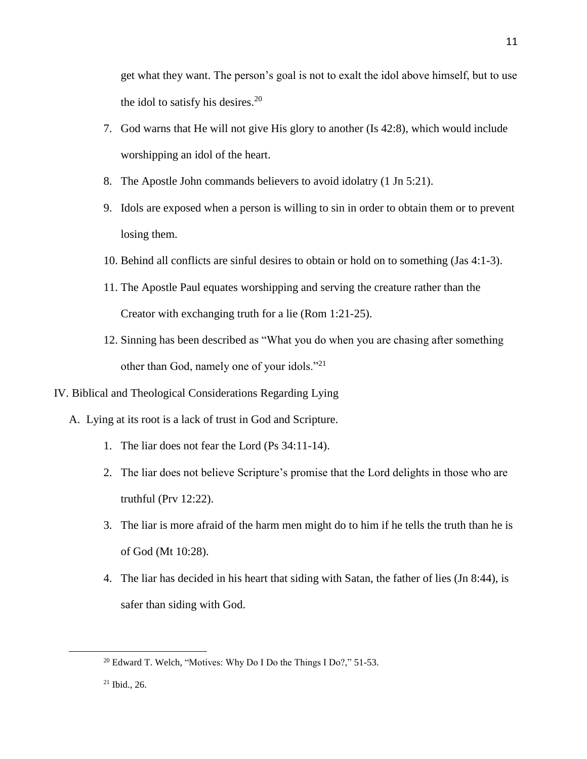get what they want. The person's goal is not to exalt the idol above himself, but to use the idol to satisfy his desires.[20]

7. God warns that He will not give His glory to another (Is 42:8), which would include worshipping an idol of the heart.
8. The Apostle John commands believers to avoid idolatry (1 Jn 5:21).
9. Idols are exposed when a person is willing to sin in order to obtain them or to prevent losing them.
10. Behind all conflicts are sinful desires to obtain or hold on to something (Jas 4:1-3).
11. The Apostle Paul equates worshipping and serving the creature rather than the Creator with exchanging truth for a lie (Rom 1:21-25).
12. Sinning has been described as "What you do when you are chasing after something other than God, namely one of your idols."[21]

IV. Biblical and Theological Considerations Regarding Lying

A. Lying at its root is a lack of trust in God and Scripture.

1. The liar does not fear the Lord (Ps 34:11-14).
2. The liar does not believe Scripture's promise that the Lord delights in those who are truthful (Prv 12:22).
3. The liar is more afraid of the harm men might do to him if he tells the truth than he is of God (Mt 10:28).
4. The liar has decided in his heart that siding with Satan, the father of lies (Jn 8:44), is safer than siding with God.

---

[20] Edward T. Welch, "Motives: Why Do I Do the Things I Do?," 51-53.

[21] Ibid., 26.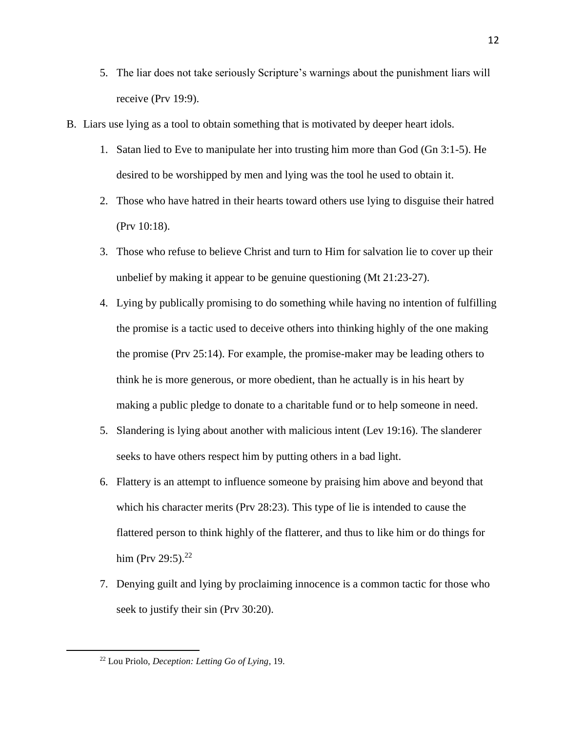5. The liar does not take seriously Scripture's warnings about the punishment liars will receive (Prv 19:9).

B. Liars use lying as a tool to obtain something that is motivated by deeper heart idols.

1. Satan lied to Eve to manipulate her into trusting him more than God (Gn 3:1-5). He desired to be worshipped by men and lying was the tool he used to obtain it.
2. Those who have hatred in their hearts toward others use lying to disguise their hatred (Prv 10:18).
3. Those who refuse to believe Christ and turn to Him for salvation lie to cover up their unbelief by making it appear to be genuine questioning (Mt 21:23-27).
4. Lying by publically promising to do something while having no intention of fulfilling the promise is a tactic used to deceive others into thinking highly of the one making the promise (Prv 25:14). For example, the promise-maker may be leading others to think he is more generous, or more obedient, than he actually is in his heart by making a public pledge to donate to a charitable fund or to help someone in need.
5. Slandering is lying about another with malicious intent (Lev 19:16). The slanderer seeks to have others respect him by putting others in a bad light.
6. Flattery is an attempt to influence someone by praising him above and beyond that which his character merits (Prv 28:23). This type of lie is intended to cause the flattered person to think highly of the flatterer, and thus to like him or do things for him (Prv 29:5).[22]
7. Denying guilt and lying by proclaiming innocence is a common tactic for those who seek to justify their sin (Prv 30:20).

---

[22] Lou Priolo, *Deception: Letting Go of Lying*, 19.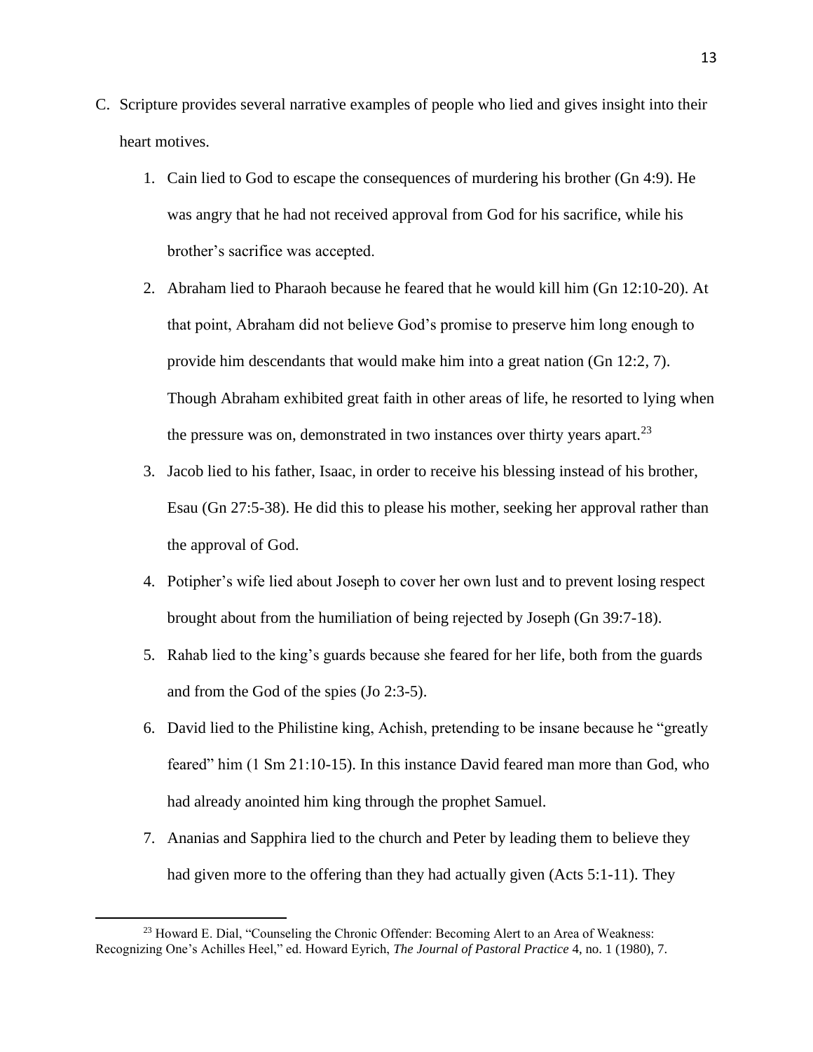C. Scripture provides several narrative examples of people who lied and gives insight into their heart motives.

   1. Cain lied to God to escape the consequences of murdering his brother (Gn 4:9). He was angry that he had not received approval from God for his sacrifice, while his brother's sacrifice was accepted.
   2. Abraham lied to Pharaoh because he feared that he would kill him (Gn 12:10-20). At that point, Abraham did not believe God's promise to preserve him long enough to provide him descendants that would make him into a great nation (Gn 12:2, 7). Though Abraham exhibited great faith in other areas of life, he resorted to lying when the pressure was on, demonstrated in two instances over thirty years apart.[23]
   3. Jacob lied to his father, Isaac, in order to receive his blessing instead of his brother, Esau (Gn 27:5-38). He did this to please his mother, seeking her approval rather than the approval of God.
   4. Potipher's wife lied about Joseph to cover her own lust and to prevent losing respect brought about from the humiliation of being rejected by Joseph (Gn 39:7-18).
   5. Rahab lied to the king's guards because she feared for her life, both from the guards and from the God of the spies (Jo 2:3-5).
   6. David lied to the Philistine king, Achish, pretending to be insane because he "greatly feared" him (1 Sm 21:10-15). In this instance David feared man more than God, who had already anointed him king through the prophet Samuel.
   7. Ananias and Sapphira lied to the church and Peter by leading them to believe they had given more to the offering than they had actually given (Acts 5:1-11). They

---

[23] Howard E. Dial, "Counseling the Chronic Offender: Becoming Alert to an Area of Weakness: Recognizing One's Achilles Heel," ed. Howard Eyrich, *The Journal of Pastoral Practice* 4, no. 1 (1980), 7.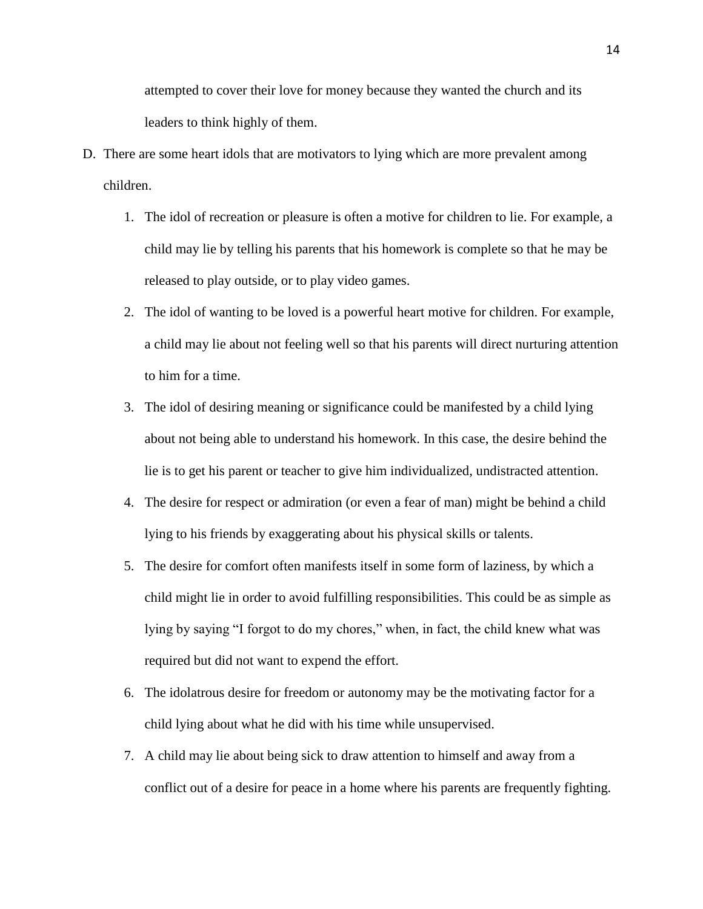attempted to cover their love for money because they wanted the church and its leaders to think highly of them.

D. There are some heart idols that are motivators to lying which are more prevalent among children.

    1. The idol of recreation or pleasure is often a motive for children to lie. For example, a child may lie by telling his parents that his homework is complete so that he may be released to play outside, or to play video games.
    2. The idol of wanting to be loved is a powerful heart motive for children. For example, a child may lie about not feeling well so that his parents will direct nurturing attention to him for a time.
    3. The idol of desiring meaning or significance could be manifested by a child lying about not being able to understand his homework. In this case, the desire behind the lie is to get his parent or teacher to give him individualized, undistracted attention.
    4. The desire for respect or admiration (or even a fear of man) might be behind a child lying to his friends by exaggerating about his physical skills or talents.
    5. The desire for comfort often manifests itself in some form of laziness, by which a child might lie in order to avoid fulfilling responsibilities. This could be as simple as lying by saying "I forgot to do my chores," when, in fact, the child knew what was required but did not want to expend the effort.
    6. The idolatrous desire for freedom or autonomy may be the motivating factor for a child lying about what he did with his time while unsupervised.
    7. A child may lie about being sick to draw attention to himself and away from a conflict out of a desire for peace in a home where his parents are frequently fighting.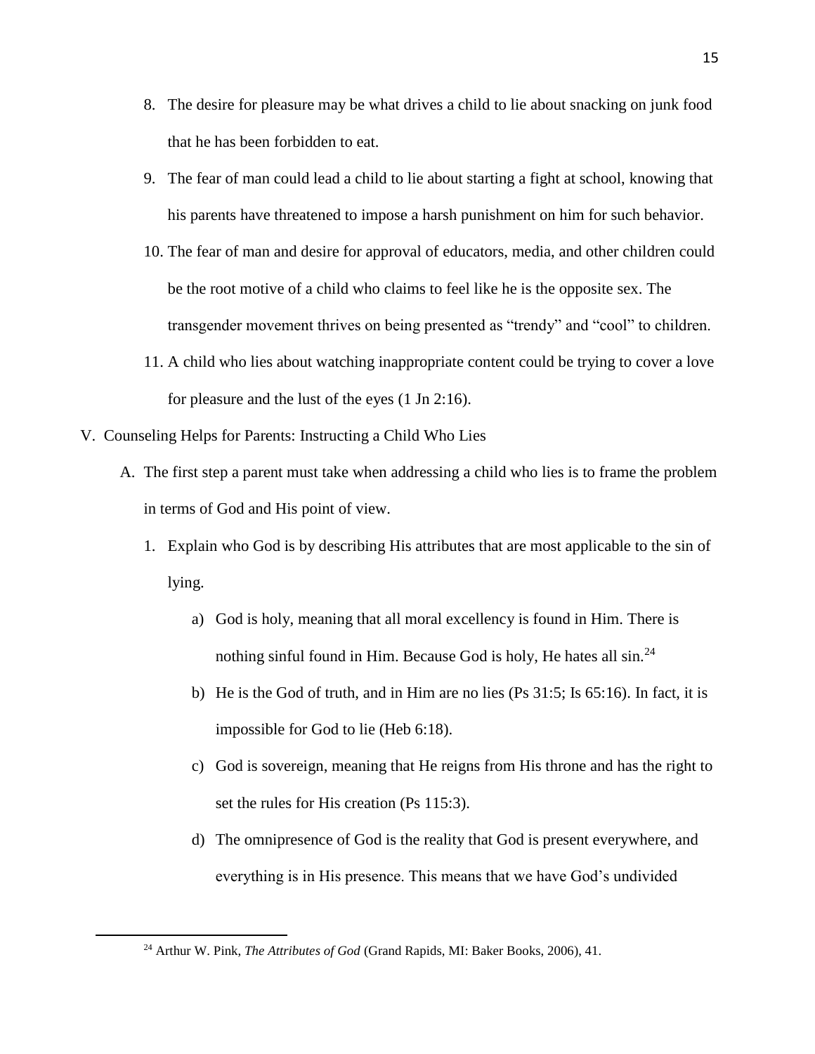8. The desire for pleasure may be what drives a child to lie about snacking on junk food that he has been forbidden to eat.
9. The fear of man could lead a child to lie about starting a fight at school, knowing that his parents have threatened to impose a harsh punishment on him for such behavior.
10. The fear of man and desire for approval of educators, media, and other children could be the root motive of a child who claims to feel like he is the opposite sex. The transgender movement thrives on being presented as "trendy" and "cool" to children.
11. A child who lies about watching inappropriate content could be trying to cover a love for pleasure and the lust of the eyes (1 Jn 2:16).

V. Counseling Helps for Parents: Instructing a Child Who Lies

A. The first step a parent must take when addressing a child who lies is to frame the problem in terms of God and His point of view.

1. Explain who God is by describing His attributes that are most applicable to the sin of lying.

a) God is holy, meaning that all moral excellency is found in Him. There is nothing sinful found in Him. Because God is holy, He hates all sin.[24]

b) He is the God of truth, and in Him are no lies (Ps 31:5; Is 65:16). In fact, it is impossible for God to lie (Heb 6:18).

c) God is sovereign, meaning that He reigns from His throne and has the right to set the rules for His creation (Ps 115:3).

d) The omnipresence of God is the reality that God is present everywhere, and everything is in His presence. This means that we have God's undivided

---

[24] Arthur W. Pink, *The Attributes of God* (Grand Rapids, MI: Baker Books, 2006), 41.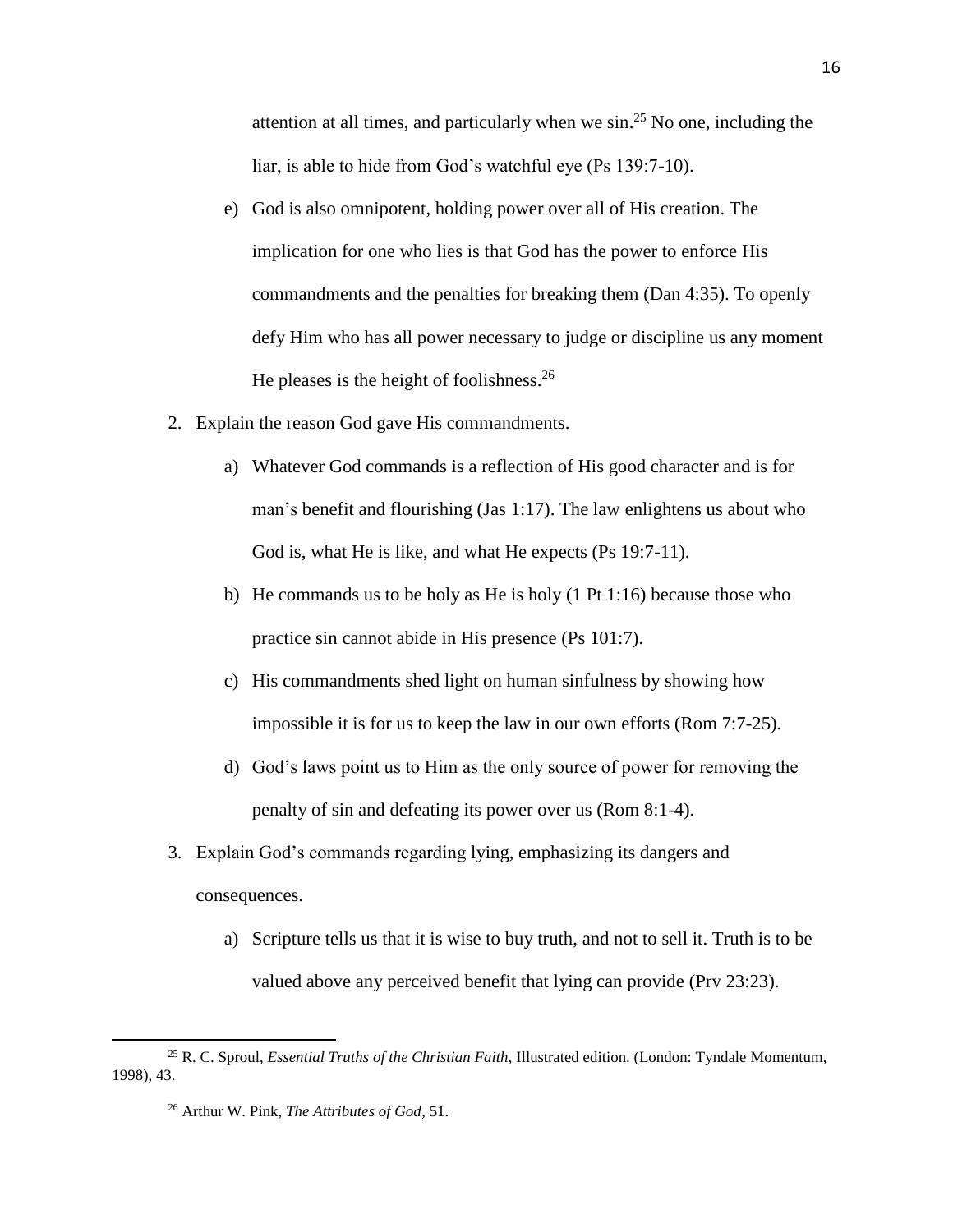attention at all times, and particularly when we sin.[25] No one, including the liar, is able to hide from God's watchful eye (Ps 139:7-10).

e) God is also omnipotent, holding power over all of His creation. The implication for one who lies is that God has the power to enforce His commandments and the penalties for breaking them (Dan 4:35). To openly defy Him who has all power necessary to judge or discipline us any moment He pleases is the height of foolishness.[26]

2. Explain the reason God gave His commandments.

   a) Whatever God commands is a reflection of His good character and is for man's benefit and flourishing (Jas 1:17). The law enlightens us about who God is, what He is like, and what He expects (Ps 19:7-11).

   b) He commands us to be holy as He is holy (1 Pt 1:16) because those who practice sin cannot abide in His presence (Ps 101:7).

   c) His commandments shed light on human sinfulness by showing how impossible it is for us to keep the law in our own efforts (Rom 7:7-25).

   d) God's laws point us to Him as the only source of power for removing the penalty of sin and defeating its power over us (Rom 8:1-4).

3. Explain God's commands regarding lying, emphasizing its dangers and consequences.

   a) Scripture tells us that it is wise to buy truth, and not to sell it. Truth is to be valued above any perceived benefit that lying can provide (Prv 23:23).

---

[25] R. C. Sproul, *Essential Truths of the Christian Faith*, Illustrated edition. (London: Tyndale Momentum, 1998), 43.

[26] Arthur W. Pink, *The Attributes of God*, 51.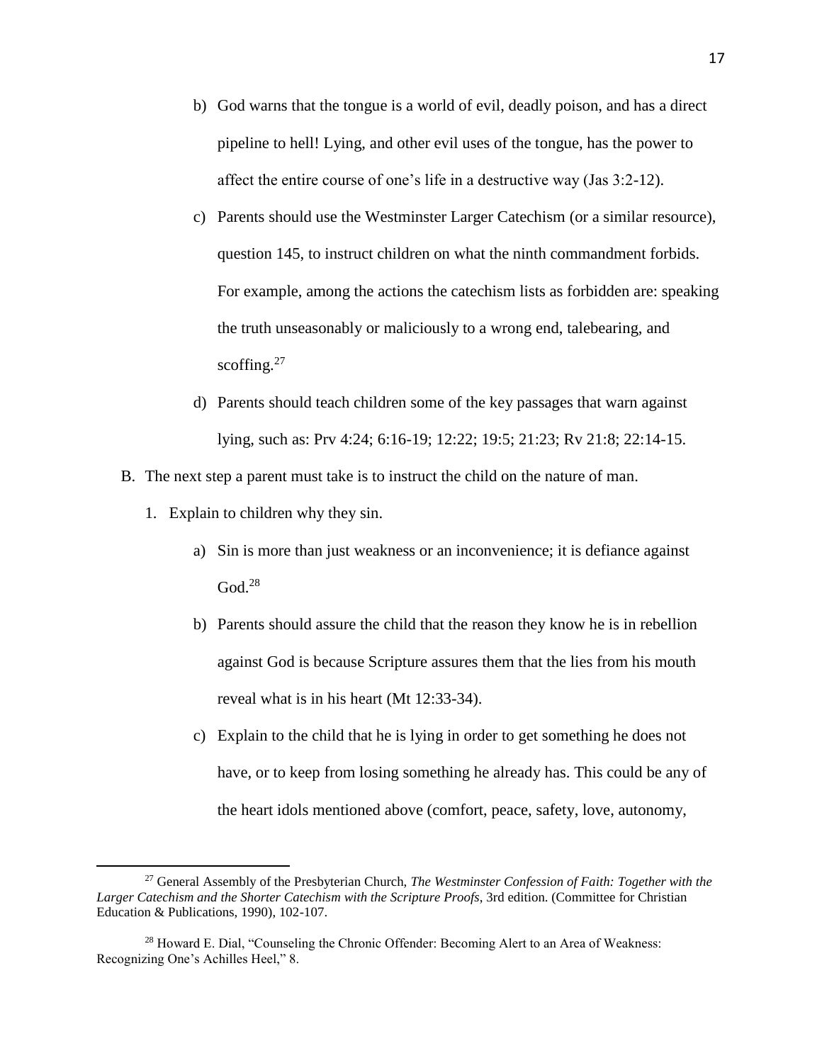b) God warns that the tongue is a world of evil, deadly poison, and has a direct pipeline to hell! Lying, and other evil uses of the tongue, has the power to affect the entire course of one's life in a destructive way (Jas 3:2-12).

c) Parents should use the Westminster Larger Catechism (or a similar resource), question 145, to instruct children on what the ninth commandment forbids. For example, among the actions the catechism lists as forbidden are: speaking the truth unseasonably or maliciously to a wrong end, talebearing, and scoffing.[27]

d) Parents should teach children some of the key passages that warn against lying, such as: Prv 4:24; 6:16-19; 12:22; 19:5; 21:23; Rv 21:8; 22:14-15.

B. The next step a parent must take is to instruct the child on the nature of man.

1. Explain to children why they sin.

a) Sin is more than just weakness or an inconvenience; it is defiance against God.[28]

b) Parents should assure the child that the reason they know he is in rebellion against God is because Scripture assures them that the lies from his mouth reveal what is in his heart (Mt 12:33-34).

c) Explain to the child that he is lying in order to get something he does not have, or to keep from losing something he already has. This could be any of the heart idols mentioned above (comfort, peace, safety, love, autonomy,

---

[27] General Assembly of the Presbyterian Church, *The Westminster Confession of Faith: Together with the Larger Catechism and the Shorter Catechism with the Scripture Proofs*, 3rd edition. (Committee for Christian Education & Publications, 1990), 102-107.

[28] Howard E. Dial, "Counseling the Chronic Offender: Becoming Alert to an Area of Weakness: Recognizing One's Achilles Heel," 8.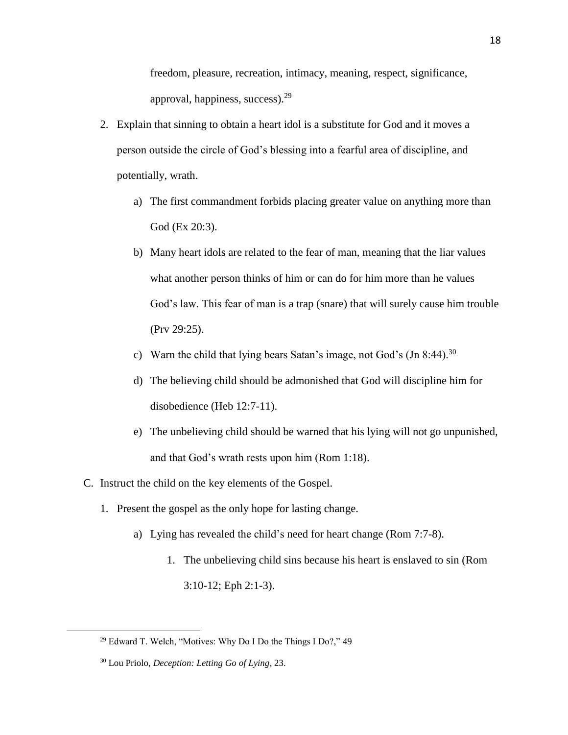freedom, pleasure, recreation, intimacy, meaning, respect, significance, approval, happiness, success).[29]

2. Explain that sinning to obtain a heart idol is a substitute for God and it moves a person outside the circle of God's blessing into a fearful area of discipline, and potentially, wrath.

   a) The first commandment forbids placing greater value on anything more than God (Ex 20:3).

   b) Many heart idols are related to the fear of man, meaning that the liar values what another person thinks of him or can do for him more than he values God's law. This fear of man is a trap (snare) that will surely cause him trouble (Prv 29:25).

   c) Warn the child that lying bears Satan's image, not God's (Jn 8:44).[30]

   d) The believing child should be admonished that God will discipline him for disobedience (Heb 12:7-11).

   e) The unbelieving child should be warned that his lying will not go unpunished, and that God's wrath rests upon him (Rom 1:18).

C. Instruct the child on the key elements of the Gospel.

   1. Present the gospel as the only hope for lasting change.

      a) Lying has revealed the child's need for heart change (Rom 7:7-8).

         1. The unbelieving child sins because his heart is enslaved to sin (Rom 3:10-12; Eph 2:1-3).

---

[29] Edward T. Welch, "Motives: Why Do I Do the Things I Do?," 49

[30] Lou Priolo, *Deception: Letting Go of Lying*, 23.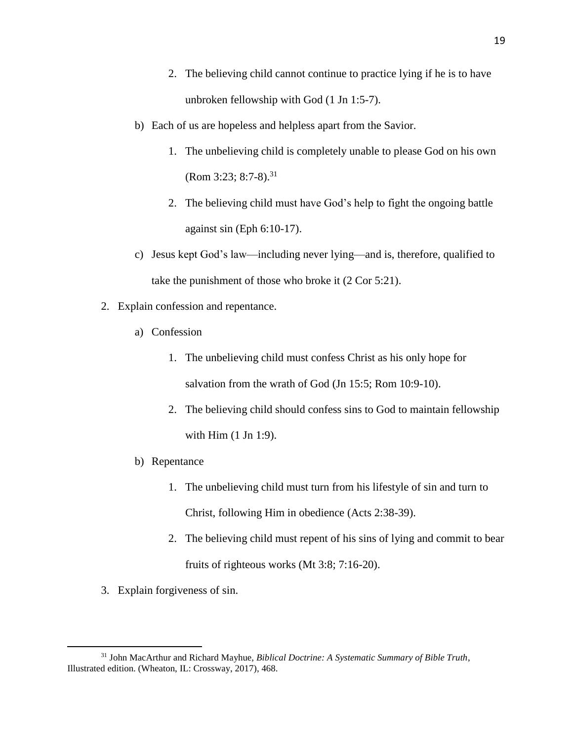2. The believing child cannot continue to practice lying if he is to have unbroken fellowship with God (1 Jn 1:5-7).

b) Each of us are hopeless and helpless apart from the Savior.

1. The unbelieving child is completely unable to please God on his own (Rom 3:23; 8:7-8).[31]

2. The believing child must have God's help to fight the ongoing battle against sin (Eph 6:10-17).

c) Jesus kept God's law—including never lying—and is, therefore, qualified to take the punishment of those who broke it (2 Cor 5:21).

2. Explain confession and repentance.

a) Confession

1. The unbelieving child must confess Christ as his only hope for salvation from the wrath of God (Jn 15:5; Rom 10:9-10).

2. The believing child should confess sins to God to maintain fellowship with Him (1 Jn 1:9).

b) Repentance

1. The unbelieving child must turn from his lifestyle of sin and turn to Christ, following Him in obedience (Acts 2:38-39).

2. The believing child must repent of his sins of lying and commit to bear fruits of righteous works (Mt 3:8; 7:16-20).

3. Explain forgiveness of sin.

---

[31] John MacArthur and Richard Mayhue, *Biblical Doctrine: A Systematic Summary of Bible Truth*, Illustrated edition. (Wheaton, IL: Crossway, 2017), 468.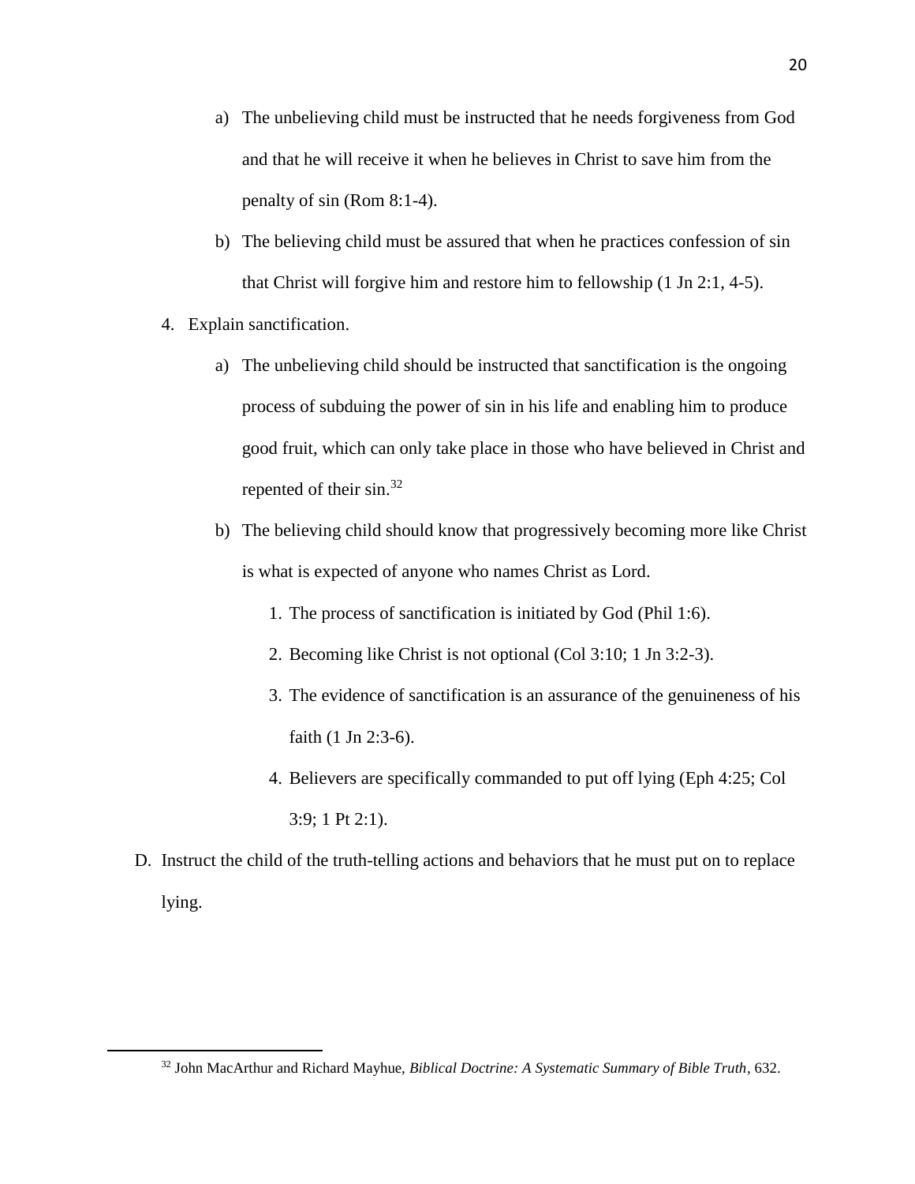a) The unbelieving child must be instructed that he needs forgiveness from God and that he will receive it when he believes in Christ to save him from the penalty of sin (Rom 8:1-4).

b) The believing child must be assured that when he practices confession of sin that Christ will forgive him and restore him to fellowship (1 Jn 2:1, 4-5).

4. Explain sanctification.

   a) The unbelieving child should be instructed that sanctification is the ongoing process of subduing the power of sin in his life and enabling him to produce good fruit, which can only take place in those who have believed in Christ and repented of their sin.[32]

   b) The believing child should know that progressively becoming more like Christ is what is expected of anyone who names Christ as Lord.

      1. The process of sanctification is initiated by God (Phil 1:6).
      2. Becoming like Christ is not optional (Col 3:10; 1 Jn 3:2-3).
      3. The evidence of sanctification is an assurance of the genuineness of his faith (1 Jn 2:3-6).
      4. Believers are specifically commanded to put off lying (Eph 4:25; Col 3:9; 1 Pt 2:1).

D. Instruct the child of the truth-telling actions and behaviors that he must put on to replace lying.

---

[32] John MacArthur and Richard Mayhue, *Biblical Doctrine: A Systematic Summary of Bible Truth*, 632.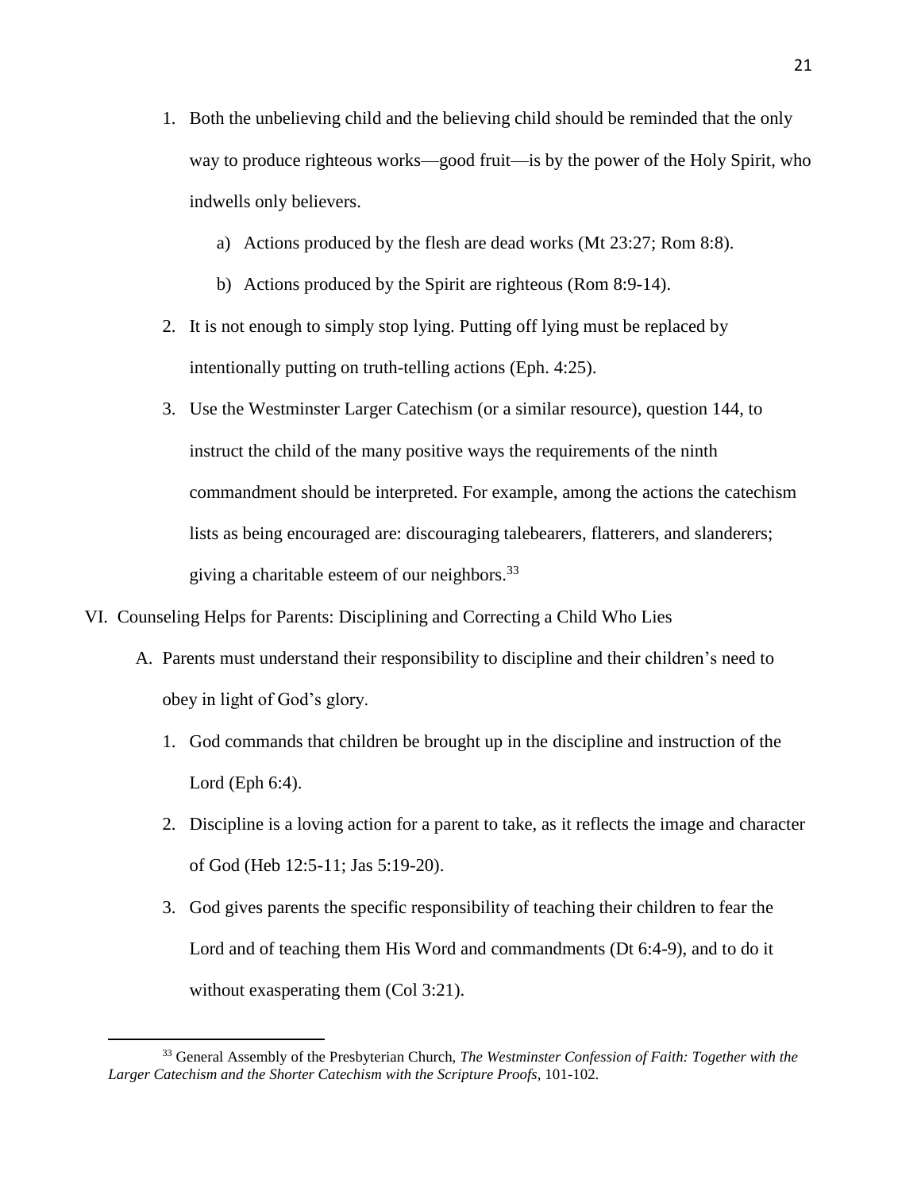1. Both the unbelieving child and the believing child should be reminded that the only way to produce righteous works—good fruit—is by the power of the Holy Spirit, who indwells only believers.
    a) Actions produced by the flesh are dead works (Mt 23:27; Rom 8:8).
    b) Actions produced by the Spirit are righteous (Rom 8:9-14).
2. It is not enough to simply stop lying. Putting off lying must be replaced by intentionally putting on truth-telling actions (Eph. 4:25).
3. Use the Westminster Larger Catechism (or a similar resource), question 144, to instruct the child of the many positive ways the requirements of the ninth commandment should be interpreted. For example, among the actions the catechism lists as being encouraged are: discouraging talebearers, flatterers, and slanderers; giving a charitable esteem of our neighbors.[33]

VI. Counseling Helps for Parents: Disciplining and Correcting a Child Who Lies

A. Parents must understand their responsibility to discipline and their children's need to obey in light of God's glory.

1. God commands that children be brought up in the discipline and instruction of the Lord (Eph 6:4).
2. Discipline is a loving action for a parent to take, as it reflects the image and character of God (Heb 12:5-11; Jas 5:19-20).
3. God gives parents the specific responsibility of teaching their children to fear the Lord and of teaching them His Word and commandments (Dt 6:4-9), and to do it without exasperating them (Col 3:21).

---

[33] General Assembly of the Presbyterian Church, *The Westminster Confession of Faith: Together with the Larger Catechism and the Shorter Catechism with the Scripture Proofs*, 101-102.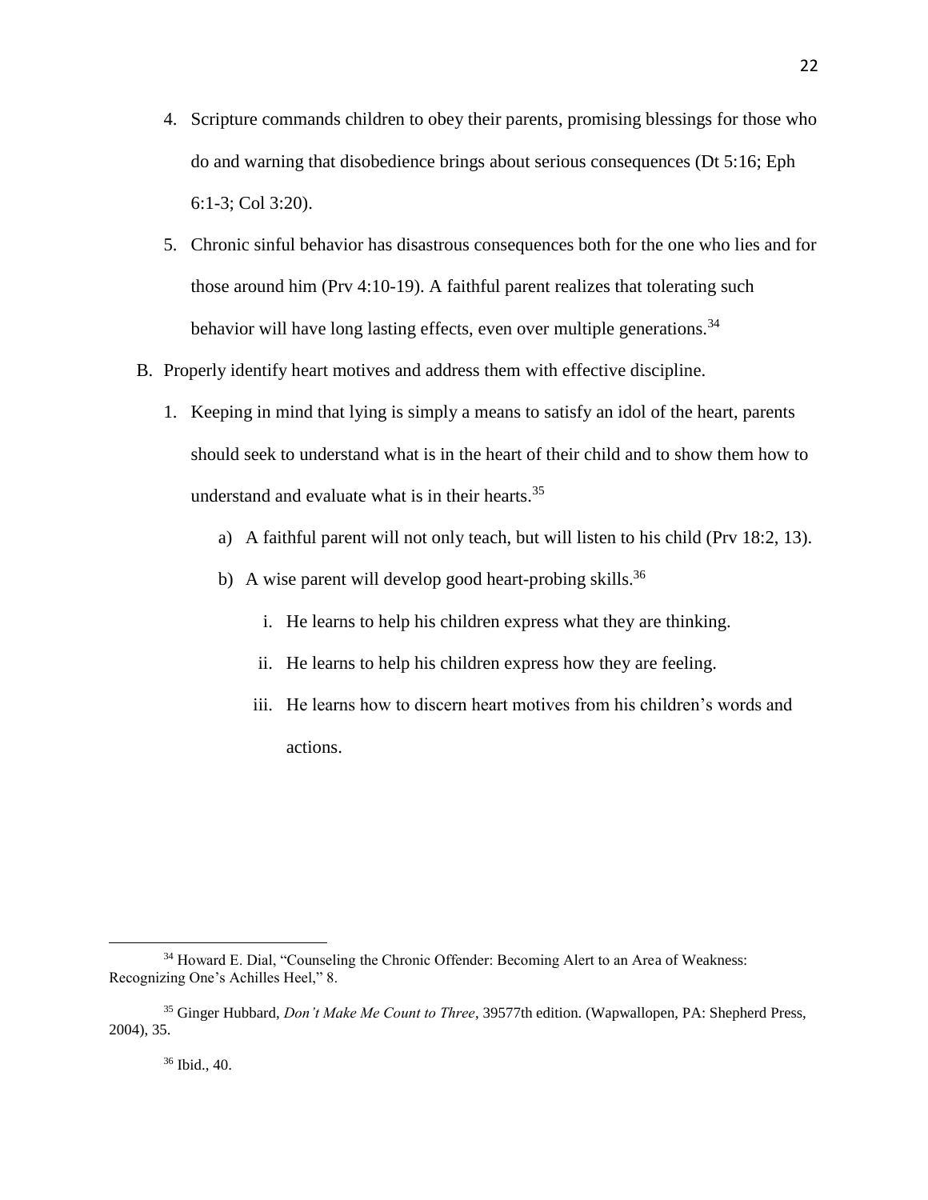4. Scripture commands children to obey their parents, promising blessings for those who do and warning that disobedience brings about serious consequences (Dt 5:16; Eph 6:1-3; Col 3:20).
5. Chronic sinful behavior has disastrous consequences both for the one who lies and for those around him (Prv 4:10-19). A faithful parent realizes that tolerating such behavior will have long lasting effects, even over multiple generations.[34]

B. Properly identify heart motives and address them with effective discipline.

1. Keeping in mind that lying is simply a means to satisfy an idol of the heart, parents should seek to understand what is in the heart of their child and to show them how to understand and evaluate what is in their hearts.[35]
   a) A faithful parent will not only teach, but will listen to his child (Prv 18:2, 13).
   b) A wise parent will develop good heart-probing skills.[36]
      i. He learns to help his children express what they are thinking.
      ii. He learns to help his children express how they are feeling.
      iii. He learns how to discern heart motives from his children's words and actions.

---

[34] Howard E. Dial, "Counseling the Chronic Offender: Becoming Alert to an Area of Weakness: Recognizing One's Achilles Heel," 8.

[35] Ginger Hubbard, *Don't Make Me Count to Three*, 39577th edition. (Wapwallopen, PA: Shepherd Press, 2004), 35.

[36] Ibid., 40.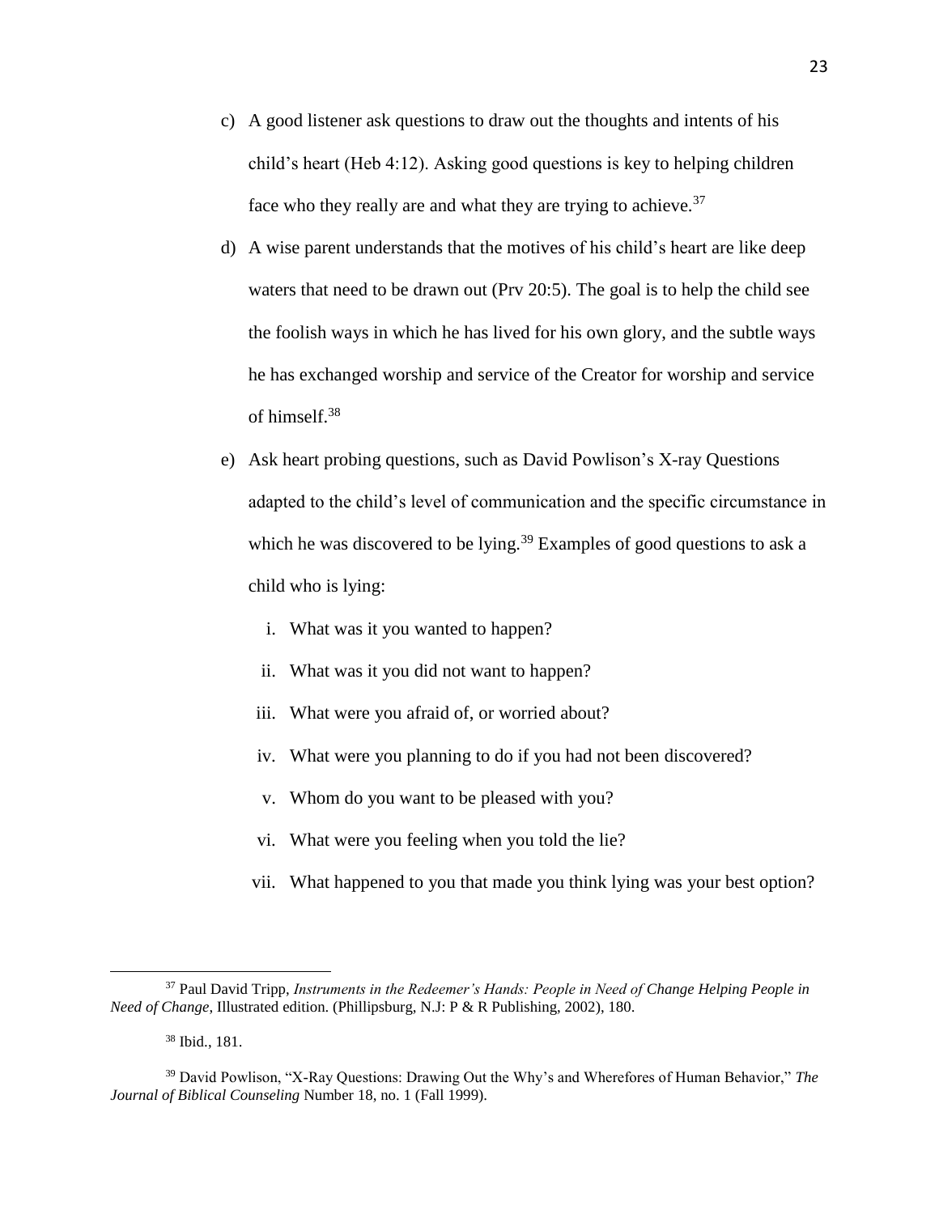c) A good listener ask questions to draw out the thoughts and intents of his child's heart (Heb 4:12). Asking good questions is key to helping children face who they really are and what they are trying to achieve.[37]

d) A wise parent understands that the motives of his child's heart are like deep waters that need to be drawn out (Prv 20:5). The goal is to help the child see the foolish ways in which he has lived for his own glory, and the subtle ways he has exchanged worship and service of the Creator for worship and service of himself.[38]

e) Ask heart probing questions, such as David Powlison's X-ray Questions adapted to the child's level of communication and the specific circumstance in which he was discovered to be lying.[39] Examples of good questions to ask a child who is lying:

   i. What was it you wanted to happen?
   ii. What was it you did not want to happen?
   iii. What were you afraid of, or worried about?
   iv. What were you planning to do if you had not been discovered?
   v. Whom do you want to be pleased with you?
   vi. What were you feeling when you told the lie?
   vii. What happened to you that made you think lying was your best option?

---

[37] Paul David Tripp, *Instruments in the Redeemer's Hands: People in Need of Change Helping People in Need of Change*, Illustrated edition. (Phillipsburg, N.J: P & R Publishing, 2002), 180.

[38] Ibid., 181.

[39] David Powlison, "X-Ray Questions: Drawing Out the Why's and Wherefores of Human Behavior," *The Journal of Biblical Counseling* Number 18, no. 1 (Fall 1999).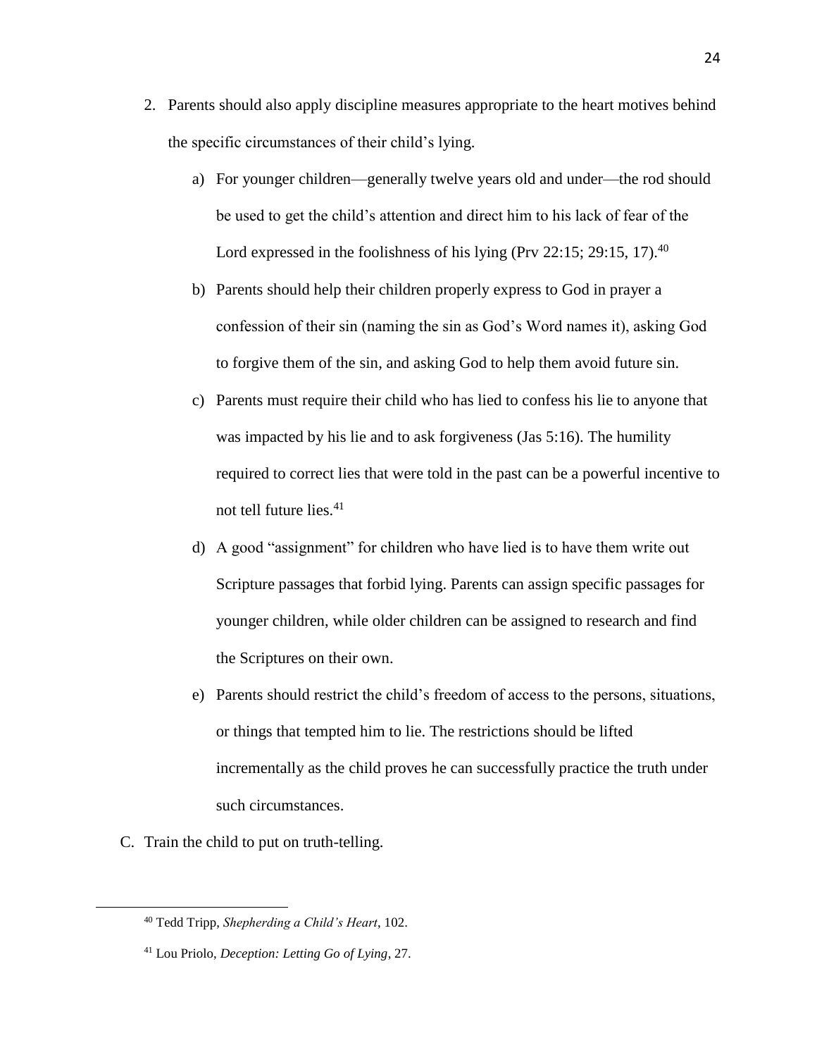2. Parents should also apply discipline measures appropriate to the heart motives behind the specific circumstances of their child's lying.

    a) For younger children—generally twelve years old and under—the rod should be used to get the child's attention and direct him to his lack of fear of the Lord expressed in the foolishness of his lying (Prv 22:15; 29:15, 17).[40]

    b) Parents should help their children properly express to God in prayer a confession of their sin (naming the sin as God's Word names it), asking God to forgive them of the sin, and asking God to help them avoid future sin.

    c) Parents must require their child who has lied to confess his lie to anyone that was impacted by his lie and to ask forgiveness (Jas 5:16). The humility required to correct lies that were told in the past can be a powerful incentive to not tell future lies.[41]

    d) A good "assignment" for children who have lied is to have them write out Scripture passages that forbid lying. Parents can assign specific passages for younger children, while older children can be assigned to research and find the Scriptures on their own.

    e) Parents should restrict the child's freedom of access to the persons, situations, or things that tempted him to lie. The restrictions should be lifted incrementally as the child proves he can successfully practice the truth under such circumstances.

C. Train the child to put on truth-telling.

---

[40] Tedd Tripp, *Shepherding a Child's Heart*, 102.

[41] Lou Priolo, *Deception: Letting Go of Lying*, 27.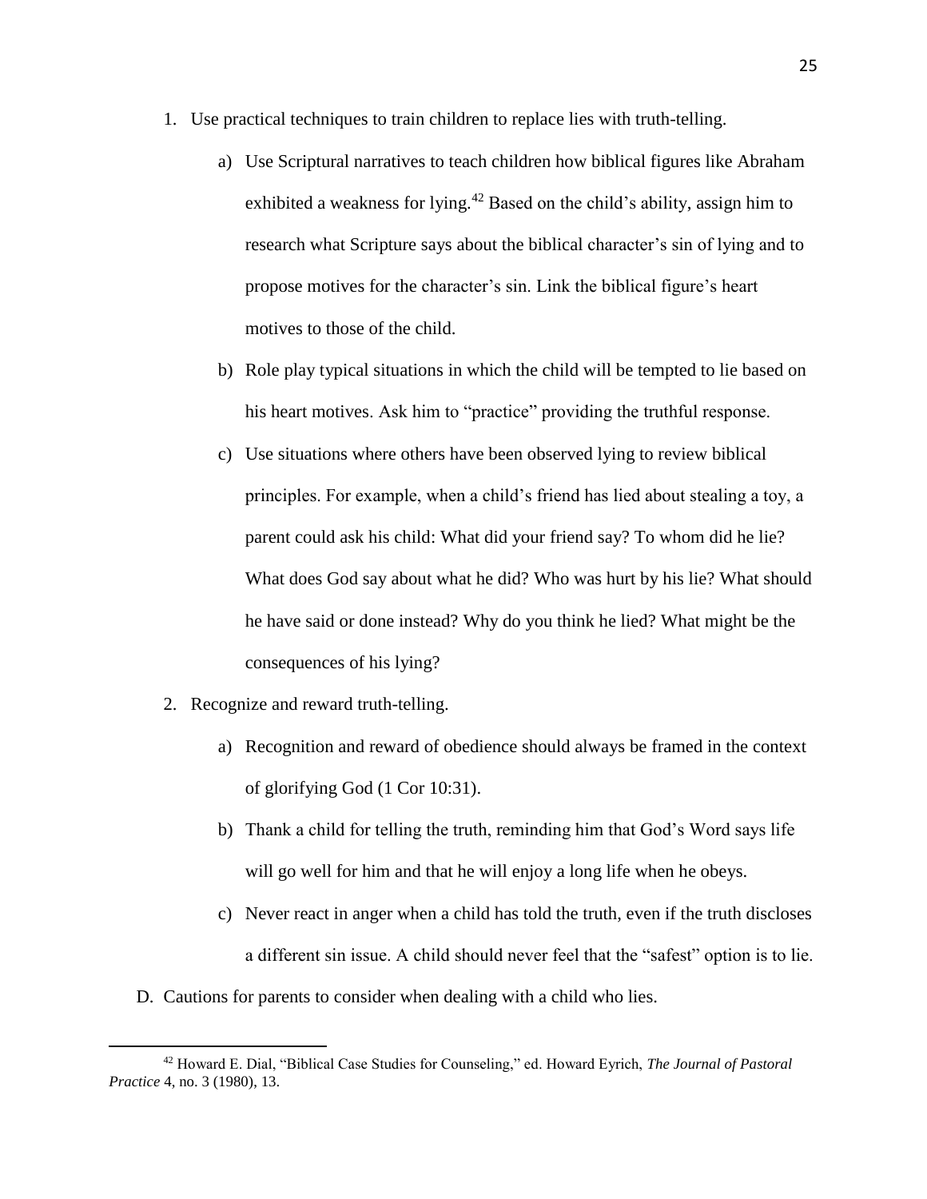1. Use practical techniques to train children to replace lies with truth-telling.
    a) Use Scriptural narratives to teach children how biblical figures like Abraham exhibited a weakness for lying.[42] Based on the child's ability, assign him to research what Scripture says about the biblical character's sin of lying and to propose motives for the character's sin. Link the biblical figure's heart motives to those of the child.
    b) Role play typical situations in which the child will be tempted to lie based on his heart motives. Ask him to "practice" providing the truthful response.
    c) Use situations where others have been observed lying to review biblical principles. For example, when a child's friend has lied about stealing a toy, a parent could ask his child: What did your friend say? To whom did he lie? What does God say about what he did? Who was hurt by his lie? What should he have said or done instead? Why do you think he lied? What might be the consequences of his lying?
2. Recognize and reward truth-telling.
    a) Recognition and reward of obedience should always be framed in the context of glorifying God (1 Cor 10:31).
    b) Thank a child for telling the truth, reminding him that God's Word says life will go well for him and that he will enjoy a long life when he obeys.
    c) Never react in anger when a child has told the truth, even if the truth discloses a different sin issue. A child should never feel that the "safest" option is to lie.

D. Cautions for parents to consider when dealing with a child who lies.

---

[42] Howard E. Dial, "Biblical Case Studies for Counseling," ed. Howard Eyrich, *The Journal of Pastoral Practice* 4, no. 3 (1980), 13.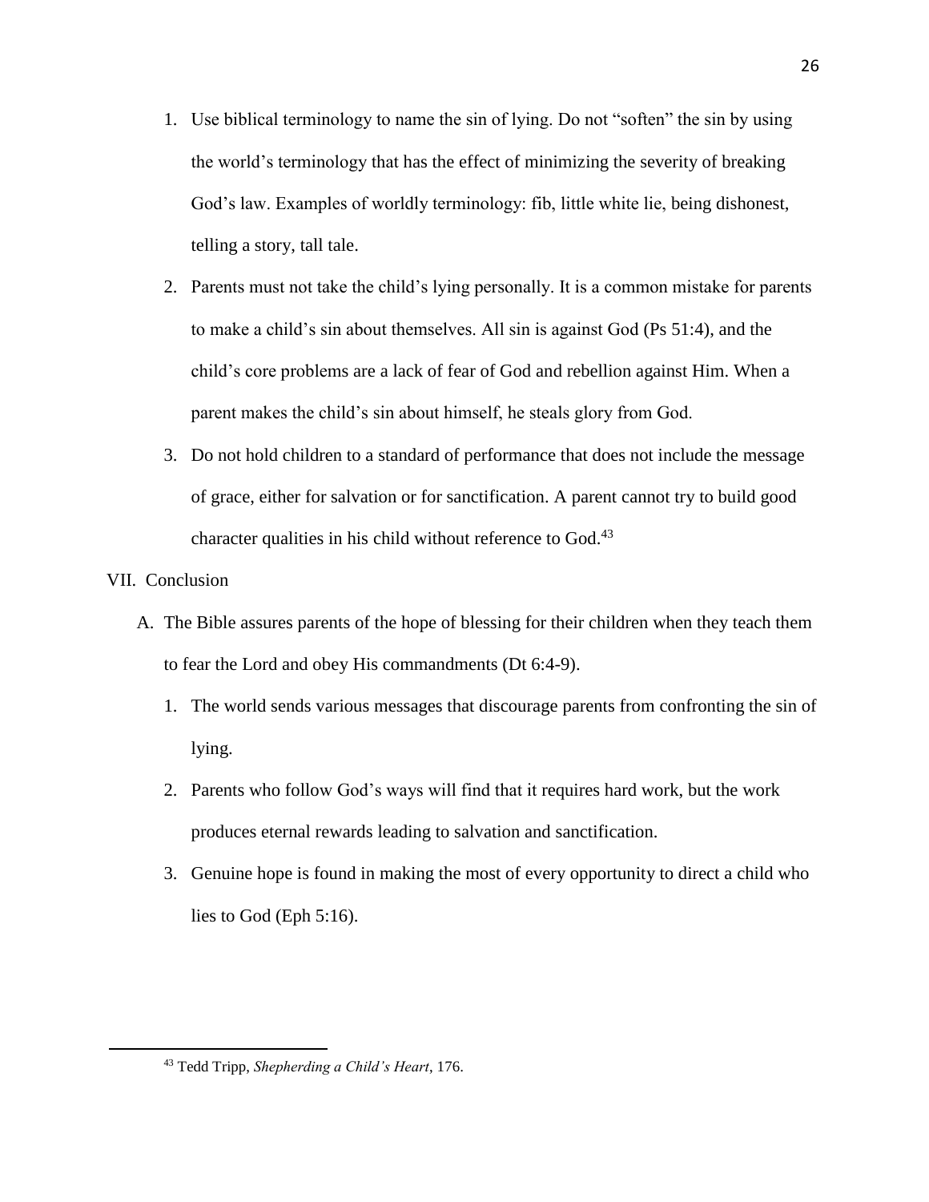1. Use biblical terminology to name the sin of lying. Do not "soften" the sin by using the world's terminology that has the effect of minimizing the severity of breaking God's law. Examples of worldly terminology: fib, little white lie, being dishonest, telling a story, tall tale.
2. Parents must not take the child's lying personally. It is a common mistake for parents to make a child's sin about themselves. All sin is against God (Ps 51:4), and the child's core problems are a lack of fear of God and rebellion against Him. When a parent makes the child's sin about himself, he steals glory from God.
3. Do not hold children to a standard of performance that does not include the message of grace, either for salvation or for sanctification. A parent cannot try to build good character qualities in his child without reference to God.[43]

VII. Conclusion

A. The Bible assures parents of the hope of blessing for their children when they teach them to fear the Lord and obey His commandments (Dt 6:4-9).

1. The world sends various messages that discourage parents from confronting the sin of lying.
2. Parents who follow God's ways will find that it requires hard work, but the work produces eternal rewards leading to salvation and sanctification.
3. Genuine hope is found in making the most of every opportunity to direct a child who lies to God (Eph 5:16).

---

[43] Tedd Tripp, *Shepherding a Child's Heart*, 176.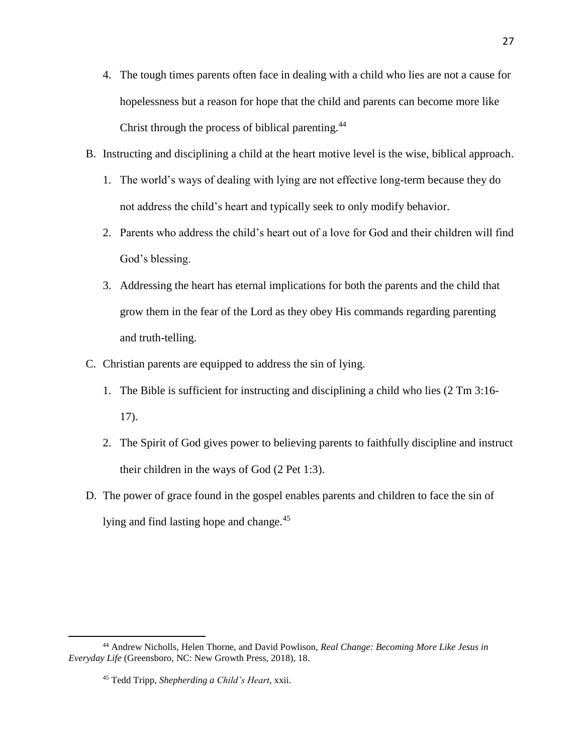4. The tough times parents often face in dealing with a child who lies are not a cause for hopelessness but a reason for hope that the child and parents can become more like Christ through the process of biblical parenting.[44]

B. Instructing and disciplining a child at the heart motive level is the wise, biblical approach.

1. The world's ways of dealing with lying are not effective long-term because they do not address the child's heart and typically seek to only modify behavior.
2. Parents who address the child's heart out of a love for God and their children will find God's blessing.
3. Addressing the heart has eternal implications for both the parents and the child that grow them in the fear of the Lord as they obey His commands regarding parenting and truth-telling.

C. Christian parents are equipped to address the sin of lying.

1. The Bible is sufficient for instructing and disciplining a child who lies (2 Tm 3:16-17).
2. The Spirit of God gives power to believing parents to faithfully discipline and instruct their children in the ways of God (2 Pet 1:3).

D. The power of grace found in the gospel enables parents and children to face the sin of lying and find lasting hope and change.[45]

---

[44] Andrew Nicholls, Helen Thorne, and David Powlison, *Real Change: Becoming More Like Jesus in Everyday Life* (Greensboro, NC: New Growth Press, 2018), 18.

[45] Tedd Tripp, *Shepherding a Child's Heart*, xxii.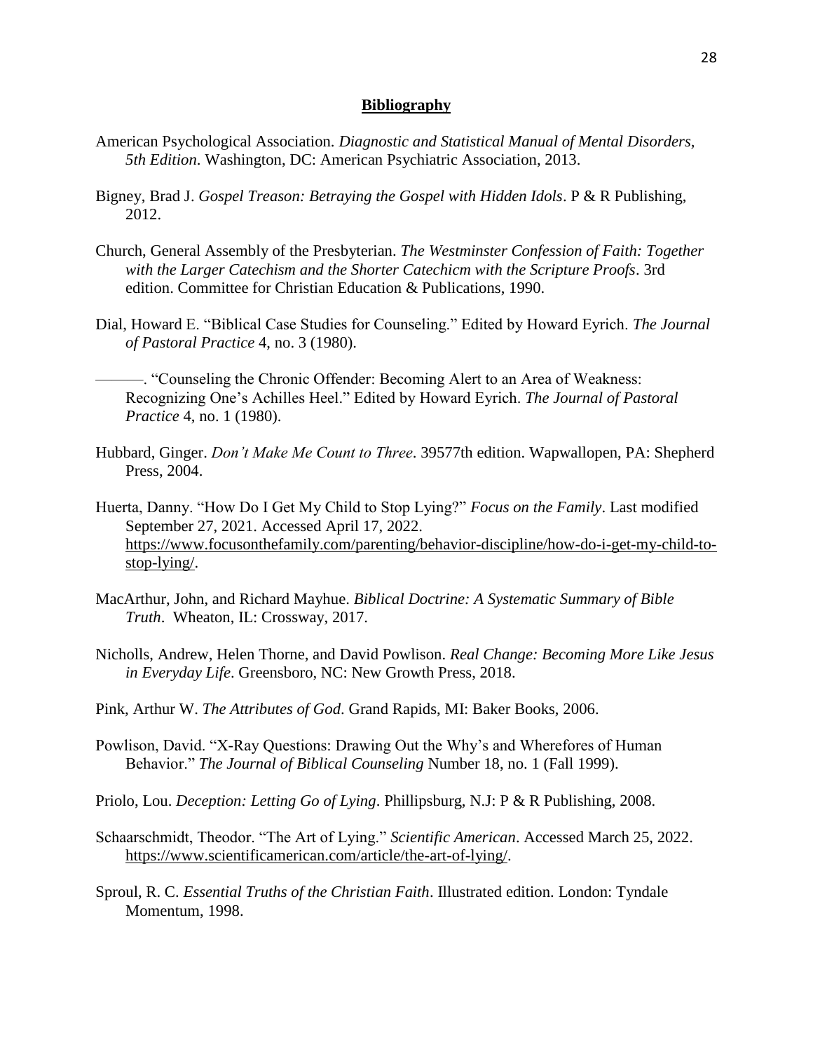## Bibliography

American Psychological Association. *Diagnostic and Statistical Manual of Mental Disorders, 5th Edition*. Washington, DC: American Psychiatric Association, 2013.

Bigney, Brad J. *Gospel Treason: Betraying the Gospel with Hidden Idols*. P & R Publishing, 2012.

Church, General Assembly of the Presbyterian. *The Westminster Confession of Faith: Together with the Larger Catechism and the Shorter Catechicm with the Scripture Proofs*. 3rd edition. Committee for Christian Education & Publications, 1990.

Dial, Howard E. "Biblical Case Studies for Counseling." Edited by Howard Eyrich. *The Journal of Pastoral Practice* 4, no. 3 (1980).

———. "Counseling the Chronic Offender: Becoming Alert to an Area of Weakness: Recognizing One's Achilles Heel." Edited by Howard Eyrich. *The Journal of Pastoral Practice* 4, no. 1 (1980).

Hubbard, Ginger. *Don't Make Me Count to Three*. 39577th edition. Wapwallopen, PA: Shepherd Press, 2004.

Huerta, Danny. "How Do I Get My Child to Stop Lying?" *Focus on the Family*. Last modified September 27, 2021. Accessed April 17, 2022. https://www.focusonthefamily.com/parenting/behavior-discipline/how-do-i-get-my-child-to-stop-lying/.

MacArthur, John, and Richard Mayhue. *Biblical Doctrine: A Systematic Summary of Bible Truth*. Wheaton, IL: Crossway, 2017.

Nicholls, Andrew, Helen Thorne, and David Powlison. *Real Change: Becoming More Like Jesus in Everyday Life*. Greensboro, NC: New Growth Press, 2018.

Pink, Arthur W. *The Attributes of God*. Grand Rapids, MI: Baker Books, 2006.

Powlison, David. "X-Ray Questions: Drawing Out the Why's and Wherefores of Human Behavior." *The Journal of Biblical Counseling* Number 18, no. 1 (Fall 1999).

Priolo, Lou. *Deception: Letting Go of Lying*. Phillipsburg, N.J: P & R Publishing, 2008.

Schaarschmidt, Theodor. "The Art of Lying." *Scientific American*. Accessed March 25, 2022. https://www.scientificamerican.com/article/the-art-of-lying/.

Sproul, R. C. *Essential Truths of the Christian Faith*. Illustrated edition. London: Tyndale Momentum, 1998.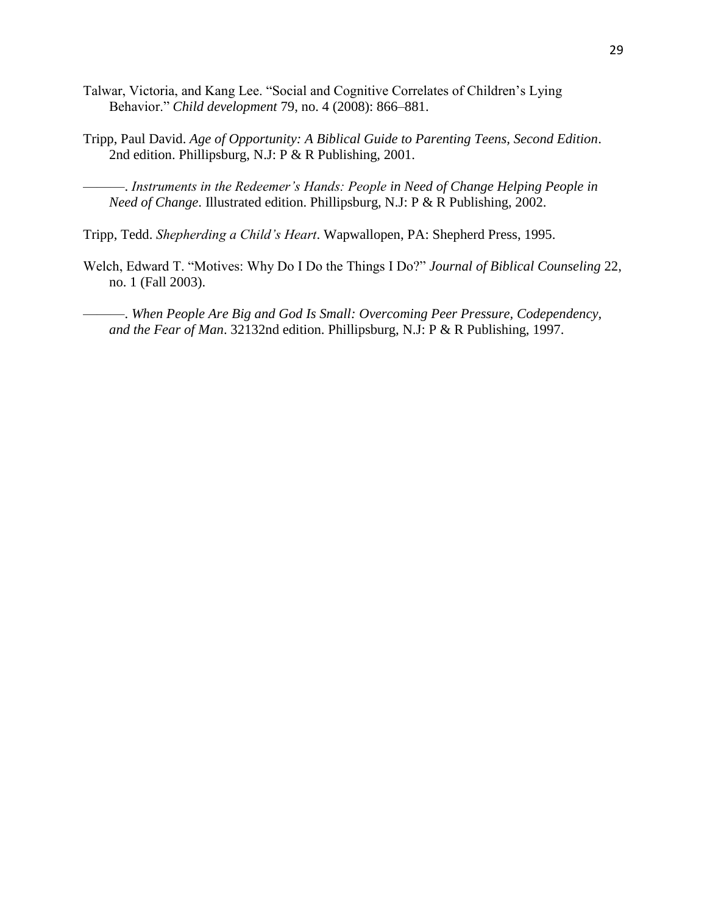Talwar, Victoria, and Kang Lee. “Social and Cognitive Correlates of Children’s Lying Behavior.” *Child development* 79, no. 4 (2008): 866–881.

Tripp, Paul David. *Age of Opportunity: A Biblical Guide to Parenting Teens, Second Edition*. 2nd edition. Phillipsburg, N.J: P & R Publishing, 2001.

———. *Instruments in the Redeemer’s Hands: People in Need of Change Helping People in Need of Change*. Illustrated edition. Phillipsburg, N.J: P & R Publishing, 2002.

Tripp, Tedd. *Shepherding a Child’s Heart*. Wapwallopen, PA: Shepherd Press, 1995.

Welch, Edward T. “Motives: Why Do I Do the Things I Do?” *Journal of Biblical Counseling* 22, no. 1 (Fall 2003).

———. *When People Are Big and God Is Small: Overcoming Peer Pressure, Codependency, and the Fear of Man*. 32132nd edition. Phillipsburg, N.J: P & R Publishing, 1997.